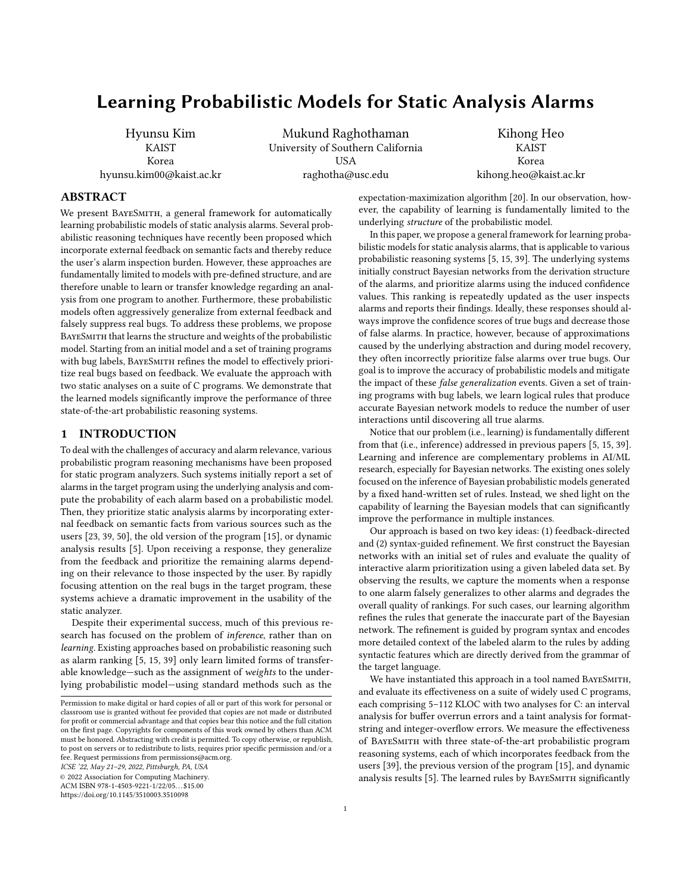# Learning Probabilistic Models for Static Analysis Alarms

Hyunsu Kim
KAIST
Korea
hyunsu.kim00@kaist.ac.kr

Mukund Raghothaman
University of Southern California
USA
raghotha@usc.edu

Kihong Heo
KAIST
Korea
kihong.heo@kaist.ac.kr

## ABSTRACT

We present BayeSmith, a general framework for automatically learning probabilistic models of static analysis alarms. Several probabilistic reasoning techniques have recently been proposed which incorporate external feedback on semantic facts and thereby reduce the user's alarm inspection burden. However, these approaches are fundamentally limited to models with pre-defined structure, and are therefore unable to learn or transfer knowledge regarding an analysis from one program to another. Furthermore, these probabilistic models often aggressively generalize from external feedback and falsely suppress real bugs. To address these problems, we propose BayeSmith that learns the structure and weights of the probabilistic model. Starting from an initial model and a set of training programs with bug labels, BayeSmith refines the model to effectively prioritize real bugs based on feedback. We evaluate the approach with two static analyses on a suite of C programs. We demonstrate that the learned models significantly improve the performance of three state-of-the-art probabilistic reasoning systems.

## 1 INTRODUCTION

To deal with the challenges of accuracy and alarm relevance, various probabilistic program reasoning mechanisms have been proposed for static program analyzers. Such systems initially report a set of alarms in the target program using the underlying analysis and compute the probability of each alarm based on a probabilistic model. Then, they prioritize static analysis alarms by incorporating external feedback on semantic facts from various sources such as the users [23, 39, 50], the old version of the program [15], or dynamic analysis results [5]. Upon receiving a response, they generalize from the feedback and prioritize the remaining alarms depending on their relevance to those inspected by the user. By rapidly focusing attention on the real bugs in the target program, these systems achieve a dramatic improvement in the usability of the static analyzer.

Despite their experimental success, much of this previous research has focused on the problem of *inference*, rather than on *learning*. Existing approaches based on probabilistic reasoning such as alarm ranking [5, 15, 39] only learn limited forms of transferable knowledge—such as the assignment of *weights* to the underlying probabilistic model—using standard methods such as the expectation-maximization algorithm [20]. In our observation, however, the capability of learning is fundamentally limited to the underlying *structure* of the probabilistic model.

In this paper, we propose a general framework for learning probabilistic models for static analysis alarms, that is applicable to various probabilistic reasoning systems [5, 15, 39]. The underlying systems initially construct Bayesian networks from the derivation structure of the alarms, and prioritize alarms using the induced confidence values. This ranking is repeatedly updated as the user inspects alarms and reports their findings. Ideally, these responses should always improve the confidence scores of true bugs and decrease those of false alarms. In practice, however, because of approximations caused by the underlying abstraction and during model recovery, they often incorrectly prioritize false alarms over true bugs. Our goal is to improve the accuracy of probabilistic models and mitigate the impact of these *false generalization* events. Given a set of training programs with bug labels, we learn logical rules that produce accurate Bayesian network models to reduce the number of user interactions until discovering all true alarms.

Notice that our problem (i.e., learning) is fundamentally different from that (i.e., inference) addressed in previous papers [5, 15, 39]. Learning and inference are complementary problems in AI/ML research, especially for Bayesian networks. The existing ones solely focused on the inference of Bayesian probabilistic models generated by a fixed hand-written set of rules. Instead, we shed light on the capability of learning the Bayesian models that can significantly improve the performance in multiple instances.

Our approach is based on two key ideas: (1) feedback-directed and (2) syntax-guided refinement. We first construct the Bayesian networks with an initial set of rules and evaluate the quality of interactive alarm prioritization using a given labeled data set. By observing the results, we capture the moments when a response to one alarm falsely generalizes to other alarms and degrades the overall quality of rankings. For such cases, our learning algorithm refines the rules that generate the inaccurate part of the Bayesian network. The refinement is guided by program syntax and encodes more detailed context of the labeled alarm to the rules by adding syntactic features which are directly derived from the grammar of the target language.

We have instantiated this approach in a tool named BayeSmith, and evaluate its effectiveness on a suite of widely used C programs, each comprising 5–112 KLOC with two analyses for C: an interval analysis for buffer overrun errors and a taint analysis for format-string and integer-overflow errors. We measure the effectiveness of BayeSmith with three state-of-the-art probabilistic program reasoning systems, each of which incorporates feedback from the users [39], the previous version of the program [15], and dynamic analysis results [5]. The learned rules by BayeSmith significantly

Permission to make digital or hard copies of all or part of this work for personal or classroom use is granted without fee provided that copies are not made or distributed for profit or commercial advantage and that copies bear this notice and the full citation on the first page. Copyrights for components of this work owned by others than ACM must be honored. Abstracting with credit is permitted. To copy otherwise, or republish, to post on servers or to redistribute to lists, requires prior specific permission and/or a fee. Request permissions from permissions@acm.org.
ICSE '22, May 21–29, 2022, Pittsburgh, PA, USA
© 2022 Association for Computing Machinery.
ACM ISBN 978-1-4503-9221-1/22/05…$15.00
https://doi.org/10.1145/3510003.3510098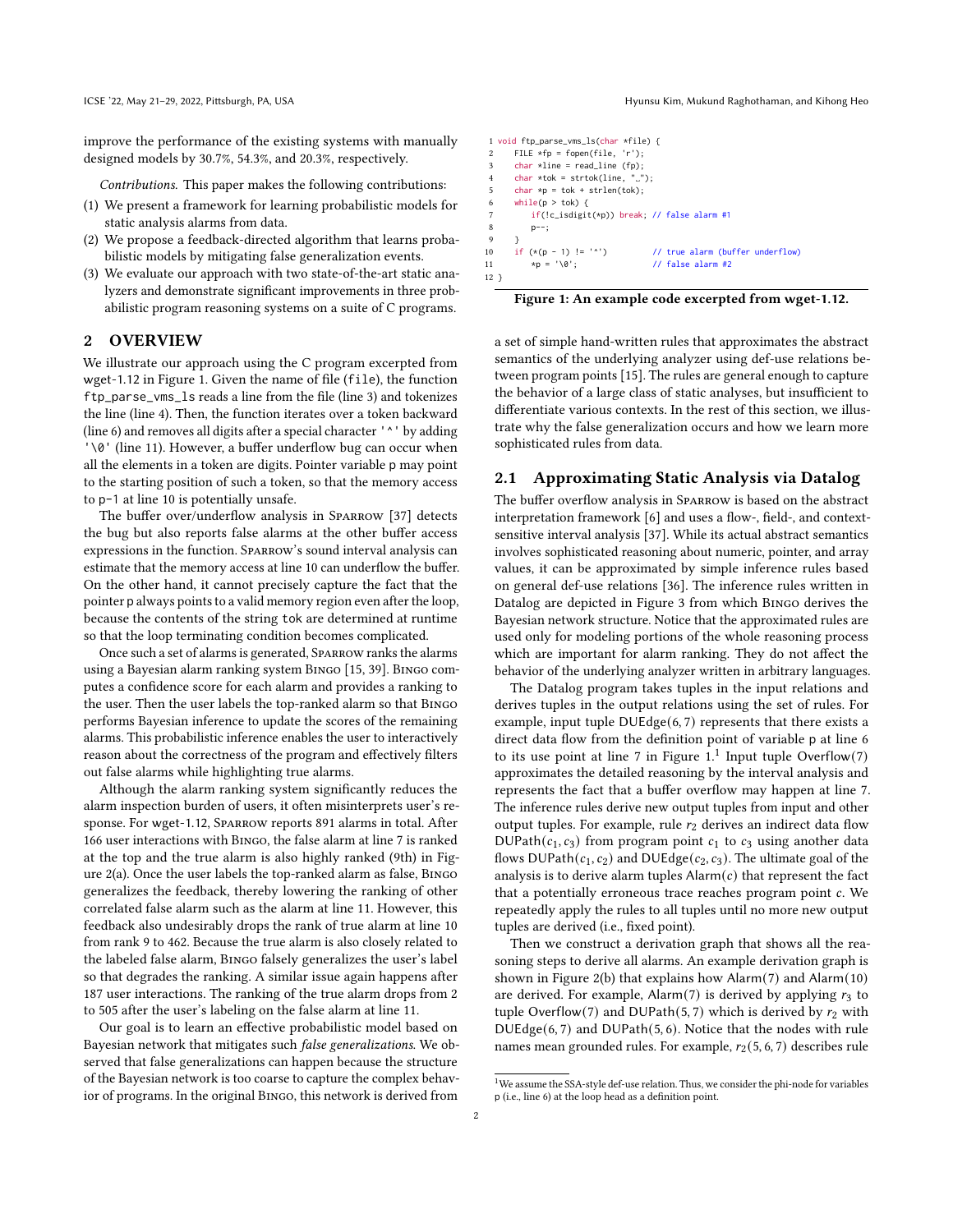improve the performance of the existing systems with manually designed models by 30.7%, 54.3%, and 20.3%, respectively.

*Contributions.* This paper makes the following contributions:

(1) We present a framework for learning probabilistic models for static analysis alarms from data.
(2) We propose a feedback-directed algorithm that learns probabilistic models by mitigating false generalization events.
(3) We evaluate our approach with two state-of-the-art static analyzers and demonstrate significant improvements in three probabilistic program reasoning systems on a suite of C programs.

## 2 OVERVIEW

We illustrate our approach using the C program excerpted from wget-1.12 in Figure 1. Given the name of file (`file`), the function `ftp_parse_vms_ls` reads a line from the file (line 3) and tokenizes the line (line 4). Then, the function iterates over a token backward (line 6) and removes all digits after a special character `'^'` by adding `'\0'` (line 11). However, a buffer underflow bug can occur when all the elements in a token are digits. Pointer variable `p` may point to the starting position of such a token, so that the memory access to `p-1` at line 10 is potentially unsafe.

The buffer over/underflow analysis in Sparrow [37] detects the bug but also reports false alarms at the other buffer access expressions in the function. Sparrow's sound interval analysis can estimate that the memory access at line 10 can underflow the buffer. On the other hand, it cannot precisely capture the fact that the pointer `p` always points to a valid memory region even after the loop, because the contents of the string `tok` are determined at runtime so that the loop terminating condition becomes complicated.

Once such a set of alarms is generated, Sparrow ranks the alarms using a Bayesian alarm ranking system Bingo [15, 39]. Bingo computes a confidence score for each alarm and provides a ranking to the user. Then the user labels the top-ranked alarm so that Bingo performs Bayesian inference to update the scores of the remaining alarms. This probabilistic inference enables the user to interactively reason about the correctness of the program and effectively filters out false alarms while highlighting true alarms.

Although the alarm ranking system significantly reduces the alarm inspection burden of users, it often misinterprets user's response. For wget-1.12, Sparrow reports 891 alarms in total. After 166 user interactions with Bingo, the false alarm at line 7 is ranked at the top and the true alarm is also highly ranked (9th) in Figure 2(a). Once the user labels the top-ranked alarm as false, Bingo generalizes the feedback, thereby lowering the ranking of other correlated false alarm such as the alarm at line 11. However, this feedback also undesirably drops the rank of true alarm at line 10 from rank 9 to 462. Because the true alarm is also closely related to the labeled false alarm, Bingo falsely generalizes the user's label so that degrades the ranking. A similar issue again happens after 187 user interactions. The ranking of the true alarm drops from 2 to 505 after the user's labeling on the false alarm at line 11.

Our goal is to learn an effective probabilistic model based on Bayesian network that mitigates such *false generalizations*. We observed that false generalizations can happen because the structure of the Bayesian network is too coarse to capture the complex behavior of programs. In the original Bingo, this network is derived from

```
1 void ftp_parse_vms_ls(char *file) {
2     FILE *fp = fopen(file, 'r');
3     char *line = read_line (fp);
4     char *tok = strtok(line, "_");
5     char *p = tok + strlen(tok);
6     while(p > tok) {
7         if(!c_isdigit(*p)) break; // false alarm #1
8         p--;
9     }
10    if (*(p - 1) != '^')          // true alarm (buffer underflow)
11        *p = '\0';                // false alarm #2
12 }
```

**Figure 1: An example code excerpted from wget-1.12.**

a set of simple hand-written rules that approximates the abstract semantics of the underlying analyzer using def-use relations between program points [15]. The rules are general enough to capture the behavior of a large class of static analyses, but insufficient to differentiate various contexts. In the rest of this section, we illustrate why the false generalization occurs and how we learn more sophisticated rules from data.

### 2.1 Approximating Static Analysis via Datalog

The buffer overflow analysis in Sparrow is based on the abstract interpretation framework [6] and uses a flow-, field-, and context-sensitive interval analysis [37]. While its actual abstract semantics involves sophisticated reasoning about numeric, pointer, and array values, it can be approximated by simple inference rules based on general def-use relations [36]. The inference rules written in Datalog are depicted in Figure 3 from which Bingo derives the Bayesian network structure. Notice that the approximated rules are used only for modeling portions of the whole reasoning process which are important for alarm ranking. They do not affect the behavior of the underlying analyzer written in arbitrary languages.

The Datalog program takes tuples in the input relations and derives tuples in the output relations using the set of rules. For example, input tuple $\mathsf{DUEdge}(6, 7)$ represents that there exists a direct data flow from the definition point of variable `p` at line 6 to its use point at line 7 in Figure 1.[1] Input tuple $\mathsf{Overflow}(7)$ approximates the detailed reasoning by the interval analysis and represents the fact that a buffer overflow may happen at line 7. The inference rules derive new output tuples from input and other output tuples. For example, rule $r_2$ derives an indirect data flow $\mathsf{DUPath}(c_1, c_3)$ from program point $c_1$ to $c_3$ using another data flows $\mathsf{DUPath}(c_1, c_2)$ and $\mathsf{DUEdge}(c_2, c_3)$. The ultimate goal of the analysis is to derive alarm tuples $\mathsf{Alarm}(c)$ that represent the fact that a potentially erroneous trace reaches program point $c$. We repeatedly apply the rules to all tuples until no more new output tuples are derived (i.e., fixed point).

Then we construct a derivation graph that shows all the reasoning steps to derive all alarms. An example derivation graph is shown in Figure 2(b) that explains how $\mathsf{Alarm}(7)$ and $\mathsf{Alarm}(10)$ are derived. For example, $\mathsf{Alarm}(7)$ is derived by applying $r_3$ to tuple $\mathsf{Overflow}(7)$ and $\mathsf{DUPath}(5, 7)$ which is derived by $r_2$ with $\mathsf{DUEdge}(6, 7)$ and $\mathsf{DUPath}(5, 6)$. Notice that the nodes with rule names mean grounded rules. For example, $r_2(5, 6, 7)$ describes rule

[1] We assume the SSA-style def-use relation. Thus, we consider the phi-node for variables `p` (i.e., line 6) at the loop head as a definition point.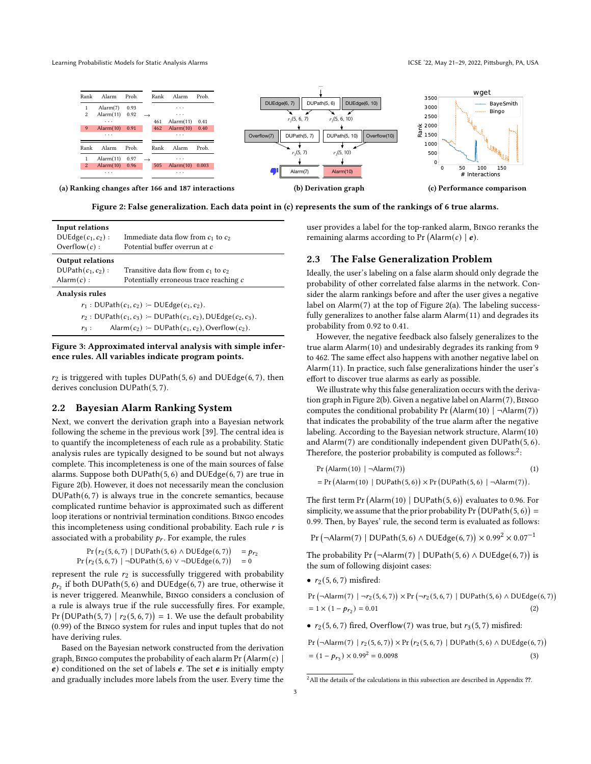| Rank | Alarm | Prob. |
|---|---|---|
| 1 | Alarm(7) | 0.93 |
| 2 | Alarm(11) | 0.92 |
| | ··· | |
| 9 | Alarm(10) | 0.91 |
| | ··· | |

→

| Rank | Alarm | Prob. |
|---|---|---|
| | ··· | |
| | ··· | |
| 461 | Alarm(11) | 0.41 |
| 462 | Alarm(10) | 0.40 |
| | ··· | |

| Rank | Alarm | Prob. |
|---|---|---|
| 1 | Alarm(11) | 0.97 |
| 2 | Alarm(10) | 0.96 |
| | ··· | |

→

| Rank | Alarm | Prob. |
|---|---|---|
| | ··· | |
| 505 | Alarm(10) | 0.003 |
| | ··· | |

(a) Ranking changes after 166 and 187 interactions

(b) Derivation graph

(c) Performance comparison

**Figure 2: False generalization. Each data point in (c) represents the sum of the rankings of 6 true alarms.**

| | |
|---|---|
| **Input relations** | |
| $\mathrm{DUEdge}(c_1, c_2)$ : | Immediate data flow from $c_1$ to $c_2$ |
| $\mathrm{Overflow}(c)$ : | Potential buffer overrun at $c$ |
| **Output relations** | |
| $\mathrm{DUPath}(c_1, c_2)$ : | Transitive data flow from $c_1$ to $c_2$ |
| $\mathrm{Alarm}(c)$ : | Potentially erroneous trace reaching $c$ |
| **Analysis rules** | |

$$r_1 : \mathrm{DUPath}(c_1, c_2) \coloneq \mathrm{DUEdge}(c_1, c_2).$$
$$r_2 : \mathrm{DUPath}(c_1, c_3) \coloneq \mathrm{DUPath}(c_1, c_2), \mathrm{DUEdge}(c_2, c_3).$$
$$r_3 : \quad \mathrm{Alarm}(c_2) \coloneq \mathrm{DUPath}(c_1, c_2), \mathrm{Overflow}(c_2).$$

**Figure 3: Approximated interval analysis with simple inference rules. All variables indicate program points.**

$r_2$ is triggered with tuples $\mathrm{DUPath}(5, 6)$ and $\mathrm{DUEdge}(6, 7)$, then derives conclusion $\mathrm{DUPath}(5, 7)$.

## 2.2 Bayesian Alarm Ranking System

Next, we convert the derivation graph into a Bayesian network following the scheme in the previous work [39]. The central idea is to quantify the incompleteness of each rule as a probability. Static analysis rules are typically designed to be sound but not always complete. This incompleteness is one of the main sources of false alarms. Suppose both $\mathrm{DUPath}(5, 6)$ and $\mathrm{DUEdge}(6, 7)$ are true in Figure 2(b). However, it does not necessarily mean the conclusion $\mathrm{DUPath}(6, 7)$ is always true in the concrete semantics, because complicated runtime behavior is approximated such as different loop iterations or nontrivial termination conditions. Bingo encodes this incompleteness using conditional probability. Each rule $r$ is associated with a probability $p_r$. For example, the rules

$$\Pr(r_2(5,6,7) \mid \mathrm{DUPath}(5,6) \wedge \mathrm{DUEdge}(6,7)) = p_{r_2}$$
$$\Pr(r_2(5,6,7) \mid \neg\mathrm{DUPath}(5,6) \vee \neg\mathrm{DUEdge}(6,7)) = 0$$

represent the rule $r_2$ is successfully triggered with probability $p_{r_2}$ if both $\mathrm{DUPath}(5, 6)$ and $\mathrm{DUEdge}(6, 7)$ are true, otherwise it is never triggered. Meanwhile, Bingo considers a conclusion of a rule is always true if the rule successfully fires. For example, $\Pr(\mathrm{DUPath}(5, 7) \mid r_2(5, 6, 7)) = 1$. We use the default probability (0.99) of the Bingo system for rules and input tuples that do not have deriving rules.

Based on the Bayesian network constructed from the derivation graph, Bingo computes the probability of each alarm $\Pr(\mathrm{Alarm}(c) \mid \boldsymbol{e})$ conditioned on the set of labels $\boldsymbol{e}$. The set $\boldsymbol{e}$ is initially empty and gradually includes more labels from the user. Every time the user provides a label for the top-ranked alarm, Bingo reranks the remaining alarms according to $\Pr(\mathrm{Alarm}(c) \mid \boldsymbol{e})$.

## 2.3 The False Generalization Problem

Ideally, the user's labeling on a false alarm should only degrade the probability of other correlated false alarms in the network. Consider the alarm rankings before and after the user gives a negative label on Alarm(7) at the top of Figure 2(a). The labeling successfully generalizes to another false alarm Alarm(11) and degrades its probability from 0.92 to 0.41.

However, the negative feedback also falsely generalizes to the true alarm Alarm(10) and undesirably degrades its ranking from 9 to 462. The same effect also happens with another negative label on Alarm(11). In practice, such false generalizations hinder the user's effort to discover true alarms as early as possible.

We illustrate why this false generalization occurs with the derivation graph in Figure 2(b). Given a negative label on Alarm(7), Bingo computes the conditional probability $\Pr(\mathrm{Alarm}(10) \mid \neg\mathrm{Alarm}(7))$ that indicates the probability of the true alarm after the negative labeling. According to the Bayesian network structure, Alarm(10) and Alarm(7) are conditionally independent given $\mathrm{DUPath}(5, 6)$. Therefore, the posterior probability is computed as follows:[2]:

$$\Pr(\mathrm{Alarm}(10) \mid \neg\mathrm{Alarm}(7)) \tag{1}$$
$$= \Pr(\mathrm{Alarm}(10) \mid \mathrm{DUPath}(5,6)) \times \Pr(\mathrm{DUPath}(5,6) \mid \neg\mathrm{Alarm}(7)).$$

The first term $\Pr(\mathrm{Alarm}(10) \mid \mathrm{DUPath}(5, 6))$ evaluates to 0.96. For simplicity, we assume that the prior probability $\Pr(\mathrm{DUPath}(5, 6)) = 0.99$. Then, by Bayes' rule, the second term is evaluated as follows:

$$\Pr(\neg\mathrm{Alarm}(7) \mid \mathrm{DUPath}(5,6) \wedge \mathrm{DUEdge}(6,7)) \times 0.99^2 \times 0.07^{-1}$$

The probability $\Pr(\neg\mathrm{Alarm}(7) \mid \mathrm{DUPath}(5, 6) \wedge \mathrm{DUEdge}(6, 7))$ is the sum of following disjoint cases:

- $r_2(5, 6, 7)$ misfired:

$$\Pr(\neg\mathrm{Alarm}(7) \mid \neg r_2(5,6,7)) \times \Pr(\neg r_2(5,6,7) \mid \mathrm{DUPath}(5,6) \wedge \mathrm{DUEdge}(6,7))$$
$$= 1 \times (1 - p_{r_2}) = 0.01 \tag{2}$$

- $r_2(5, 6, 7)$ fired, Overflow(7) was true, but $r_3(5, 7)$ misfired:

$$\Pr(\neg\mathrm{Alarm}(7) \mid r_2(5,6,7)) \times \Pr(r_2(5,6,7) \mid \mathrm{DUPath}(5,6) \wedge \mathrm{DUEdge}(6,7))$$
$$= (1 - p_{r_3}) \times 0.99^2 = 0.0098 \tag{3}$$

[2] All the details of the calculations in this subsection are described in Appendix ??.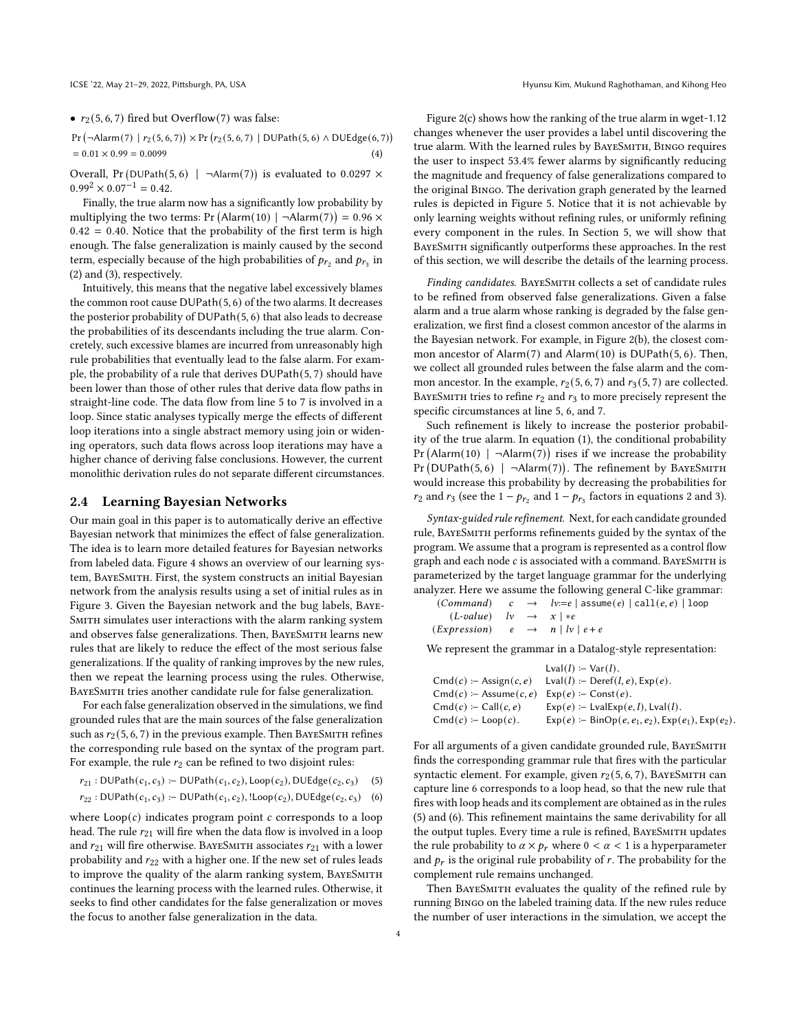- $r_2(5, 6, 7)$ fired but Overflow(7) was false:

$$\Pr(\neg\text{Alarm}(7) \mid r_2(5,6,7)) \times \Pr(r_2(5,6,7) \mid \text{DUPath}(5,6) \wedge \text{DUEdge}(6,7))$$
$$= 0.01 \times 0.99 = 0.0099 \tag{4}$$

Overall, $\Pr(\text{DUPath}(5,6) \mid \neg\text{Alarm}(7))$ is evaluated to $0.0297 \times 0.99^2 \times 0.07^{-1} = 0.42$.

Finally, the true alarm now has a significantly low probability by multiplying the two terms: $\Pr(\text{Alarm}(10) \mid \neg\text{Alarm}(7)) = 0.96 \times 0.42 = 0.40$. Notice that the probability of the first term is high enough. The false generalization is mainly caused by the second term, especially because of the high probabilities of $p_{r_2}$ and $p_{r_3}$ in (2) and (3), respectively.

Intuitively, this means that the negative label excessively blames the common root cause DUPath(5, 6) of the two alarms. It decreases the posterior probability of DUPath(5, 6) that also leads to decrease the probabilities of its descendants including the true alarm. Concretely, such excessive blames are incurred from unreasonably high rule probabilities that eventually lead to the false alarm. For example, the probability of a rule that derives DUPath(5, 7) should have been lower than those of other rules that derive data flow paths in straight-line code. The data flow from line 5 to 7 is involved in a loop. Since static analyses typically merge the effects of different loop iterations into a single abstract memory using join or widening operators, such data flows across loop iterations may have a higher chance of deriving false conclusions. However, the current monolithic derivation rules do not separate different circumstances.

## 2.4 Learning Bayesian Networks

Our main goal in this paper is to automatically derive an effective Bayesian network that minimizes the effect of false generalization. The idea is to learn more detailed features for Bayesian networks from labeled data. Figure 4 shows an overview of our learning system, BayeSmith. First, the system constructs an initial Bayesian network from the analysis results using a set of initial rules as in Figure 3. Given the Bayesian network and the bug labels, BayeSmith simulates user interactions with the alarm ranking system and observes false generalizations. Then, BayeSmith learns new rules that are likely to reduce the effect of the most serious false generalizations. If the quality of ranking improves by the new rules, then we repeat the learning process using the rules. Otherwise, BayeSmith tries another candidate rule for false generalization.

For each false generalization observed in the simulations, we find grounded rules that are the main sources of the false generalization such as $r_2(5, 6, 7)$ in the previous example. Then BayeSmith refines the corresponding rule based on the syntax of the program part. For example, the rule $r_2$ can be refined to two disjoint rules:

$$r_{21} : \text{DUPath}(c_1, c_3) :- \text{DUPath}(c_1, c_2), \text{Loop}(c_2), \text{DUEdge}(c_2, c_3) \tag{5}$$
$$r_{22} : \text{DUPath}(c_1, c_3) :- \text{DUPath}(c_1, c_2), !\text{Loop}(c_2), \text{DUEdge}(c_2, c_3) \tag{6}$$

where $\text{Loop}(c)$ indicates program point $c$ corresponds to a loop head. The rule $r_{21}$ will fire when the data flow is involved in a loop and $r_{21}$ will fire otherwise. BayeSmith associates $r_{21}$ with a lower probability and $r_{22}$ with a higher one. If the new set of rules leads to improve the quality of the alarm ranking system, BayeSmith continues the learning process with the learned rules. Otherwise, it seeks to find other candidates for the false generalization or moves the focus to another false generalization in the data.

Figure 2(c) shows how the ranking of the true alarm in wget-1.12 changes whenever the user provides a label until discovering the true alarm. With the learned rules by BayeSmith, Bingo requires the user to inspect 53.4% fewer alarms by significantly reducing the magnitude and frequency of false generalizations compared to the original Bingo. The derivation graph generated by the learned rules is depicted in Figure 5. Notice that it is not achievable by only learning weights without refining rules, or uniformly refining every component in the rules. In Section 5, we will show that BayeSmith significantly outperforms these approaches. In the rest of this section, we will describe the details of the learning process.

*Finding candidates.* BayeSmith collects a set of candidate rules to be refined from observed false generalizations. Given a false alarm and a true alarm whose ranking is degraded by the false generalization, we first find a closest common ancestor of the alarms in the Bayesian network. For example, in Figure 2(b), the closest common ancestor of Alarm(7) and Alarm(10) is DUPath(5, 6). Then, we collect all grounded rules between the false alarm and the common ancestor. In the example, $r_2(5, 6, 7)$ and $r_3(5, 7)$ are collected. BayeSmith tries to refine $r_2$ and $r_3$ to more precisely represent the specific circumstances at line 5, 6, and 7.

Such refinement is likely to increase the posterior probability of the true alarm. In equation (1), the conditional probability $\Pr(\text{Alarm}(10) \mid \neg\text{Alarm}(7))$ rises if we increase the probability $\Pr(\text{DUPath}(5,6) \mid \neg\text{Alarm}(7))$. The refinement by BayeSmith would increase this probability by decreasing the probabilities for $r_2$ and $r_3$ (see the $1 - p_{r_2}$ and $1 - p_{r_3}$ factors in equations 2 and 3).

*Syntax-guided rule refinement.* Next, for each candidate grounded rule, BayeSmith performs refinements guided by the syntax of the program. We assume that a program is represented as a control flow graph and each node $c$ is associated with a command. BayeSmith is parameterized by the target language grammar for the underlying analyzer. Here we assume the following general C-like grammar:

| | | | |
|---|---|---|---|
| (*Command*) | $c$ | $\rightarrow$ | $lv$:=$e$ \| `assume`($e$) \| `call`($e$, $e$) \| `loop` |
| (*L-value*) | $lv$ | $\rightarrow$ | $x$ \| $*e$ |
| (*Expression*) | $e$ | $\rightarrow$ | $n$ \| $lv$ \| $e + e$ |

We represent the grammar in a Datalog-style representation:

```
                          Lval(l) :- Var(l).
Cmd(c) :- Assign(c, e)    Lval(l) :- Deref(l, e), Exp(e).
Cmd(c) :- Assume(c, e)    Exp(e) :- Const(e).
Cmd(c) :- Call(c, e)      Exp(e) :- LvalExp(e, l), Lval(l).
Cmd(c) :- Loop(c).        Exp(e) :- BinOp(e, e1, e2), Exp(e1), Exp(e2).
```

For all arguments of a given candidate grounded rule, BayeSmith finds the corresponding grammar rule that fires with the particular syntactic element. For example, given $r_2(5, 6, 7)$, BayeSmith can capture line 6 corresponds to a loop head, so that the new rule that fires with loop heads and its complement are obtained as in the rules (5) and (6). This refinement maintains the same derivability for all the output tuples. Every time a rule is refined, BayeSmith updates the rule probability to $\alpha \times p_r$ where $0 < \alpha < 1$ is a hyperparameter and $p_r$ is the original rule probability of $r$. The probability for the complement rule remains unchanged.

Then BayeSmith evaluates the quality of the refined rule by running Bingo on the labeled training data. If the new rules reduce the number of user interactions in the simulation, we accept the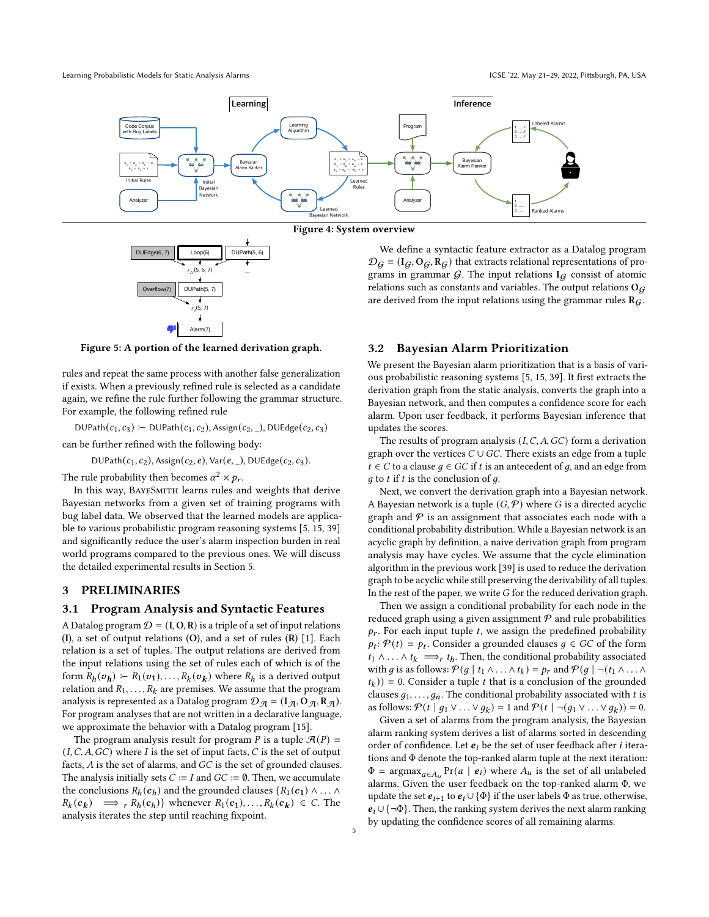Figure 4: System overview

Figure 5: A portion of the learned derivation graph.

rules and repeat the same process with another false generalization if exists. When a previously refined rule is selected as a candidate again, we refine the rule further following the grammar structure. For example, the following refined rule

$$\mathrm{DUPath}(c_1, c_3) \coloneq \mathrm{DUPath}(c_1, c_2), \mathrm{Assign}(c_2, \_), \mathrm{DUEdge}(c_2, c_3)$$

can be further refined with the following body:

$$\mathrm{DUPath}(c_1, c_2), \mathrm{Assign}(c_2, e), \mathrm{Var}(e, \_), \mathrm{DUEdge}(c_2, c_3).$$

The rule probability then becomes $\alpha^2 \times p_r$.

In this way, BayeSmith learns rules and weights that derive Bayesian networks from a given set of training programs with bug label data. We observed that the learned models are applicable to various probabilistic program reasoning systems [5, 15, 39] and significantly reduce the user's alarm inspection burden in real world programs compared to the previous ones. We will discuss the detailed experimental results in Section 5.

## 3 PRELIMINARIES

### 3.1 Program Analysis and Syntactic Features

A Datalog program $\mathcal{D} = (\mathbf{I}, \mathbf{O}, \mathbf{R})$ is a triple of a set of input relations ($\mathbf{I}$), a set of output relations ($\mathbf{O}$), and a set of rules ($\mathbf{R}$) [1]. Each relation is a set of tuples. The output relations are derived from the input relations using the set of rules each of which is of the form $R_h(\boldsymbol{v_h}) \coloneq R_1(\boldsymbol{v_1}), \ldots, R_k(\boldsymbol{v_k})$ where $R_h$ is a derived output relation and $R_1, \ldots, R_k$ are premises. We assume that the program analysis is represented as a Datalog program $\mathcal{D}_{\mathcal{A}} = (\mathbf{I}_{\mathcal{A}}, \mathbf{O}_{\mathcal{A}}, \mathbf{R}_{\mathcal{A}})$. For program analyses that are not written in a declarative language, we approximate the behavior with a Datalog program [15].

The program analysis result for program $P$ is a tuple $\mathcal{A}(P) = (I, C, A, GC)$ where $I$ is the set of input facts, $C$ is the set of output facts, $A$ is the set of alarms, and $GC$ is the set of grounded clauses. The analysis initially sets $C := I$ and $GC := \emptyset$. Then, we accumulate the conclusions $R_h(\boldsymbol{c_h})$ and the grounded clauses $\{R_1(\boldsymbol{c_1}) \wedge \ldots \wedge R_k(\boldsymbol{c_k}) \implies_r R_h(\boldsymbol{c_h})\}$ whenever $R_1(\boldsymbol{c_1}), \ldots, R_k(\boldsymbol{c_k}) \in C$. The analysis iterates the step until reaching fixpoint.

We define a syntactic feature extractor as a Datalog program $\mathcal{D}_{\mathcal{G}} = (\mathbf{I}_{\mathcal{G}}, \mathbf{O}_{\mathcal{G}}, \mathbf{R}_{\mathcal{G}})$ that extracts relational representations of programs in grammar $\mathcal{G}$. The input relations $\mathbf{I}_{\mathcal{G}}$ consist of atomic relations such as constants and variables. The output relations $\mathbf{O}_{\mathcal{G}}$ are derived from the input relations using the grammar rules $\mathbf{R}_{\mathcal{G}}$.

### 3.2 Bayesian Alarm Prioritization

We present the Bayesian alarm prioritization that is a basis of various probabilistic reasoning systems [5, 15, 39]. It first extracts the derivation graph from the static analysis, converts the graph into a Bayesian network, and then computes a confidence score for each alarm. Upon user feedback, it performs Bayesian inference that updates the scores.

The results of program analysis $(I, C, A, GC)$ form a derivation graph over the vertices $C \cup GC$. There exists an edge from a tuple $t \in C$ to a clause $g \in GC$ if $t$ is an antecedent of $g$, and an edge from $g$ to $t$ if $t$ is the conclusion of $g$.

Next, we convert the derivation graph into a Bayesian network. A Bayesian network is a tuple $(G, \mathcal{P})$ where $G$ is a directed acyclic graph and $\mathcal{P}$ is an assignment that associates each node with a conditional probability distribution. While a Bayesian network is an acyclic graph by definition, a naive derivation graph from program analysis may have cycles. We assume that the cycle elimination algorithm in the previous work [39] is used to reduce the derivation graph to be acyclic while still preserving the derivability of all tuples. In the rest of the paper, we write $G$ for the reduced derivation graph.

Then we assign a conditional probability for each node in the reduced graph using a given assignment $\mathcal{P}$ and rule probabilities $p_r$. For each input tuple $t$, we assign the predefined probability $p_t$: $\mathcal{P}(t) = p_t$. Consider a grounded clauses $g \in GC$ of the form $t_1 \wedge \ldots \wedge t_k \implies_r t_h$. Then, the conditional probability associated with $g$ is as follows: $\mathcal{P}(g \mid t_1 \wedge \ldots \wedge t_k) = p_r$ and $\mathcal{P}(g \mid \neg(t_1 \wedge \ldots \wedge t_k)) = 0$. Consider a tuple $t$ that is a conclusion of the grounded clauses $g_1, \ldots, g_n$. The conditional probability associated with $t$ is as follows: $\mathcal{P}(t \mid g_1 \vee \ldots \vee g_k) = 1$ and $\mathcal{P}(t \mid \neg(g_1 \vee \ldots \vee g_k)) = 0$.

Given a set of alarms from the program analysis, the Bayesian alarm ranking system derives a list of alarms sorted in descending order of confidence. Let $\boldsymbol{e}_i$ be the set of user feedback after $i$ iterations and $\Phi$ denote the top-ranked alarm tuple at the next iteration: $\Phi = \mathrm{argmax}_{a \in A_u} \Pr(a \mid \boldsymbol{e}_i)$ where $A_u$ is the set of all unlabeled alarms. Given the user feedback on the top-ranked alarm $\Phi$, we update the set $\boldsymbol{e}_{i+1}$ to $\boldsymbol{e}_i \cup \{\Phi\}$ if the user labels $\Phi$ as true, otherwise, $\boldsymbol{e}_i \cup \{\neg\Phi\}$. Then, the ranking system derives the next alarm ranking by updating the confidence scores of all remaining alarms.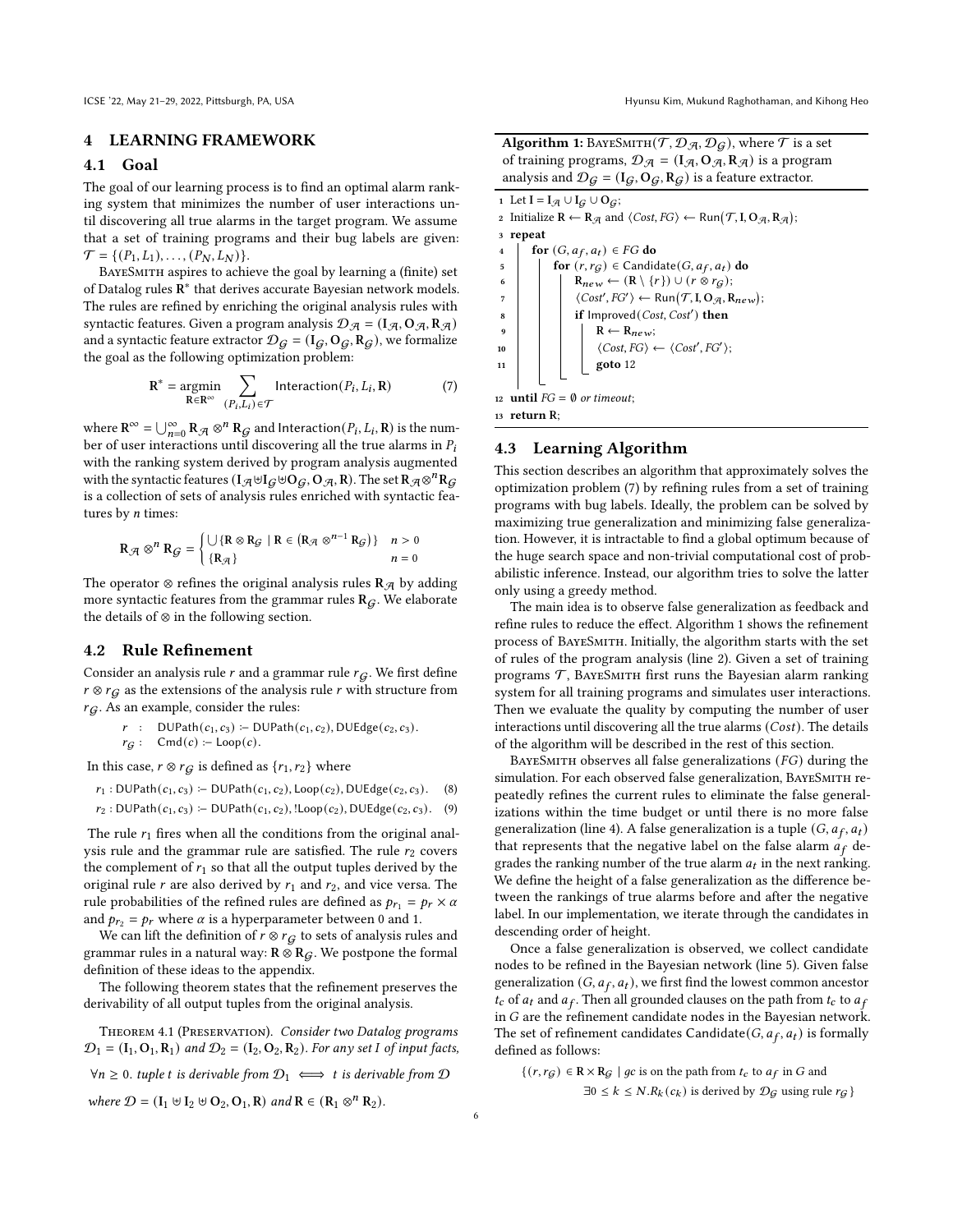## 4 LEARNING FRAMEWORK

### 4.1 Goal

The goal of our learning process is to find an optimal alarm ranking system that minimizes the number of user interactions until discovering all true alarms in the target program. We assume that a set of training programs and their bug labels are given: $\mathcal{T} = \{(P_1, L_1), \ldots, (P_N, L_N)\}$.

BayeSmith aspires to achieve the goal by learning a (finite) set of Datalog rules $\mathbf{R}^*$ that derives accurate Bayesian network models. The rules are refined by enriching the original analysis rules with syntactic features. Given a program analysis $\mathcal{D}_{\mathcal{A}} = (\mathbf{I}_{\mathcal{A}}, \mathbf{O}_{\mathcal{A}}, \mathbf{R}_{\mathcal{A}})$ and a syntactic feature extractor $\mathcal{D}_{\mathcal{G}} = (\mathbf{I}_{\mathcal{G}}, \mathbf{O}_{\mathcal{G}}, \mathbf{R}_{\mathcal{G}})$, we formalize the goal as the following optimization problem:

$$\mathbf{R}^* = \operatorname*{argmin}_{\mathbf{R} \in \mathbf{R}^\infty} \sum_{(P_i, L_i) \in \mathcal{T}} \mathsf{Interaction}(P_i, L_i, \mathbf{R}) \tag{7}$$

where $\mathbf{R}^\infty = \bigcup_{n=0}^{\infty} \mathbf{R}_{\mathcal{A}} \otimes^n \mathbf{R}_{\mathcal{G}}$ and $\mathsf{Interaction}(P_i, L_i, \mathbf{R})$ is the number of user interactions until discovering all the true alarms in $P_i$ with the ranking system derived by program analysis augmented with the syntactic features $(\mathbf{I}_{\mathcal{A}} \uplus \mathbf{I}_{\mathcal{G}} \uplus \mathbf{O}_{\mathcal{G}}, \mathbf{O}_{\mathcal{A}}, \mathbf{R})$. The set $\mathbf{R}_{\mathcal{A}} \otimes^n \mathbf{R}_{\mathcal{G}}$ is a collection of sets of analysis rules enriched with syntactic features by $n$ times:

$$\mathbf{R}_{\mathcal{A}} \otimes^n \mathbf{R}_{\mathcal{G}} = \begin{cases} \bigcup \{ \mathbf{R} \otimes \mathbf{R}_{\mathcal{G}} \mid \mathbf{R} \in (\mathbf{R}_{\mathcal{A}} \otimes^{n-1} \mathbf{R}_{\mathcal{G}}) \} & n > 0 \\ \{\mathbf{R}_{\mathcal{A}}\} & n = 0 \end{cases}$$

The operator $\otimes$ refines the original analysis rules $\mathbf{R}_{\mathcal{A}}$ by adding more syntactic features from the grammar rules $\mathbf{R}_{\mathcal{G}}$. We elaborate the details of $\otimes$ in the following section.

### 4.2 Rule Refinement

Consider an analysis rule $r$ and a grammar rule $r_{\mathcal{G}}$. We first define $r \otimes r_{\mathcal{G}}$ as the extensions of the analysis rule $r$ with structure from $r_{\mathcal{G}}$. As an example, consider the rules:

$$\begin{aligned} r &: \quad \mathsf{DUPath}(c_1, c_3) \coloneq \mathsf{DUPath}(c_1, c_2), \mathsf{DUEdge}(c_2, c_3). \\ r_{\mathcal{G}} &: \quad \mathsf{Cmd}(c) \coloneq \mathsf{Loop}(c). \end{aligned}$$

In this case, $r \otimes r_{\mathcal{G}}$ is defined as $\{r_1, r_2\}$ where

$$r_1 : \mathsf{DUPath}(c_1, c_3) \coloneq \mathsf{DUPath}(c_1, c_2), \mathsf{Loop}(c_2), \mathsf{DUEdge}(c_2, c_3). \tag{8}$$

$$r_2 : \mathsf{DUPath}(c_1, c_3) \coloneq \mathsf{DUPath}(c_1, c_2), !\mathsf{Loop}(c_2), \mathsf{DUEdge}(c_2, c_3). \tag{9}$$

The rule $r_1$ fires when all the conditions from the original analysis rule and the grammar rule are satisfied. The rule $r_2$ covers the complement of $r_1$ so that all the output tuples derived by the original rule $r$ are also derived by $r_1$ and $r_2$, and vice versa. The rule probabilities of the refined rules are defined as $p_{r_1} = p_r \times \alpha$ and $p_{r_2} = p_r$ where $\alpha$ is a hyperparameter between 0 and 1.

We can lift the definition of $r \otimes r_{\mathcal{G}}$ to sets of analysis rules and grammar rules in a natural way: $\mathbf{R} \otimes \mathbf{R}_{\mathcal{G}}$. We postpone the formal definition of these ideas to the appendix.

The following theorem states that the refinement preserves the derivability of all output tuples from the original analysis.

Theorem 4.1 (Preservation). *Consider two Datalog programs $\mathcal{D}_1 = (\mathbf{I}_1, \mathbf{O}_1, \mathbf{R}_1)$ and $\mathcal{D}_2 = (\mathbf{I}_2, \mathbf{O}_2, \mathbf{R}_2)$. For any set $I$ of input facts,*

$$\forall n \geq 0. \text{ tuple } t \text{ is derivable from } \mathcal{D}_1 \iff t \text{ is derivable from } \mathcal{D}$$

*where $\mathcal{D} = (\mathbf{I}_1 \uplus \mathbf{I}_2 \uplus \mathbf{O}_2, \mathbf{O}_1, \mathbf{R})$ and $\mathbf{R} \in (\mathbf{R}_1 \otimes^n \mathbf{R}_2)$.*

**Algorithm 1:** BayeSmith($\mathcal{T}, \mathcal{D}_{\mathcal{A}}, \mathcal{D}_{\mathcal{G}}$), where $\mathcal{T}$ is a set of training programs, $\mathcal{D}_{\mathcal{A}} = (\mathbf{I}_{\mathcal{A}}, \mathbf{O}_{\mathcal{A}}, \mathbf{R}_{\mathcal{A}})$ is a program analysis and $\mathcal{D}_{\mathcal{G}} = (\mathbf{I}_{\mathcal{G}}, \mathbf{O}_{\mathcal{G}}, \mathbf{R}_{\mathcal{G}})$ is a feature extractor.

```
1  Let I = I_A ∪ I_G ∪ O_G;
2  Initialize R ← R_A and ⟨Cost, FG⟩ ← Run(T, I, O_A, R_A);
3  repeat
4      for (G, a_f, a_t) ∈ FG do
5          for (r, r_G) ∈ Candidate(G, a_f, a_t) do
6              R_new ← (R \ {r}) ∪ (r ⊗ r_G);
7              ⟨Cost', FG'⟩ ← Run(T, I, O_A, R_new);
8              if Improved(Cost, Cost') then
9                  R ← R_new;
10                 ⟨Cost, FG⟩ ← ⟨Cost', FG'⟩;
11                 goto 12
12 until FG = ∅ or timeout;
13 return R;
```

### 4.3 Learning Algorithm

This section describes an algorithm that approximately solves the optimization problem (7) by refining rules from a set of training programs with bug labels. Ideally, the problem can be solved by maximizing true generalization and minimizing false generalization. However, it is intractable to find a global optimum because of the huge search space and non-trivial computational cost of probabilistic inference. Instead, our algorithm tries to solve the latter only using a greedy method.

The main idea is to observe false generalization as feedback and refine rules to reduce the effect. Algorithm 1 shows the refinement process of BayeSmith. Initially, the algorithm starts with the set of rules of the program analysis (line 2). Given a set of training programs $\mathcal{T}$, BayeSmith first runs the Bayesian alarm ranking system for all training programs and simulates user interactions. Then we evaluate the quality by computing the number of user interactions until discovering all the true alarms (*Cost*). The details of the algorithm will be described in the rest of this section.

BayeSmith observes all false generalizations (*FG*) during the simulation. For each observed false generalization, BayeSmith repeatedly refines the current rules to eliminate the false generalizations within the time budget or until there is no more false generalization (line 4). A false generalization is a tuple $(G, a_f, a_t)$ that represents that the negative label on the false alarm $a_f$ degrades the ranking number of the true alarm $a_t$ in the next ranking. We define the height of a false generalization as the difference between the rankings of true alarms before and after the negative label. In our implementation, we iterate through the candidates in descending order of height.

Once a false generalization is observed, we collect candidate nodes to be refined in the Bayesian network (line 5). Given false generalization $(G, a_f, a_t)$, we first find the lowest common ancestor $t_c$ of $a_t$ and $a_f$. Then all grounded clauses on the path from $t_c$ to $a_f$ in $G$ are the refinement candidate nodes in the Bayesian network. The set of refinement candidates $\mathsf{Candidate}(G, a_f, a_t)$ is formally defined as follows:

$$\begin{aligned} \{(r, r_{\mathcal{G}}) \in \mathbf{R} \times \mathbf{R}_{\mathcal{G}} \mid\ & gc \text{ is on the path from } t_c \text{ to } a_f \text{ in } G \text{ and} \\ & \exists 0 \leq k \leq N. R_k(c_k) \text{ is derived by } \mathcal{D}_{\mathcal{G}} \text{ using rule } r_{\mathcal{G}} \} \end{aligned}$$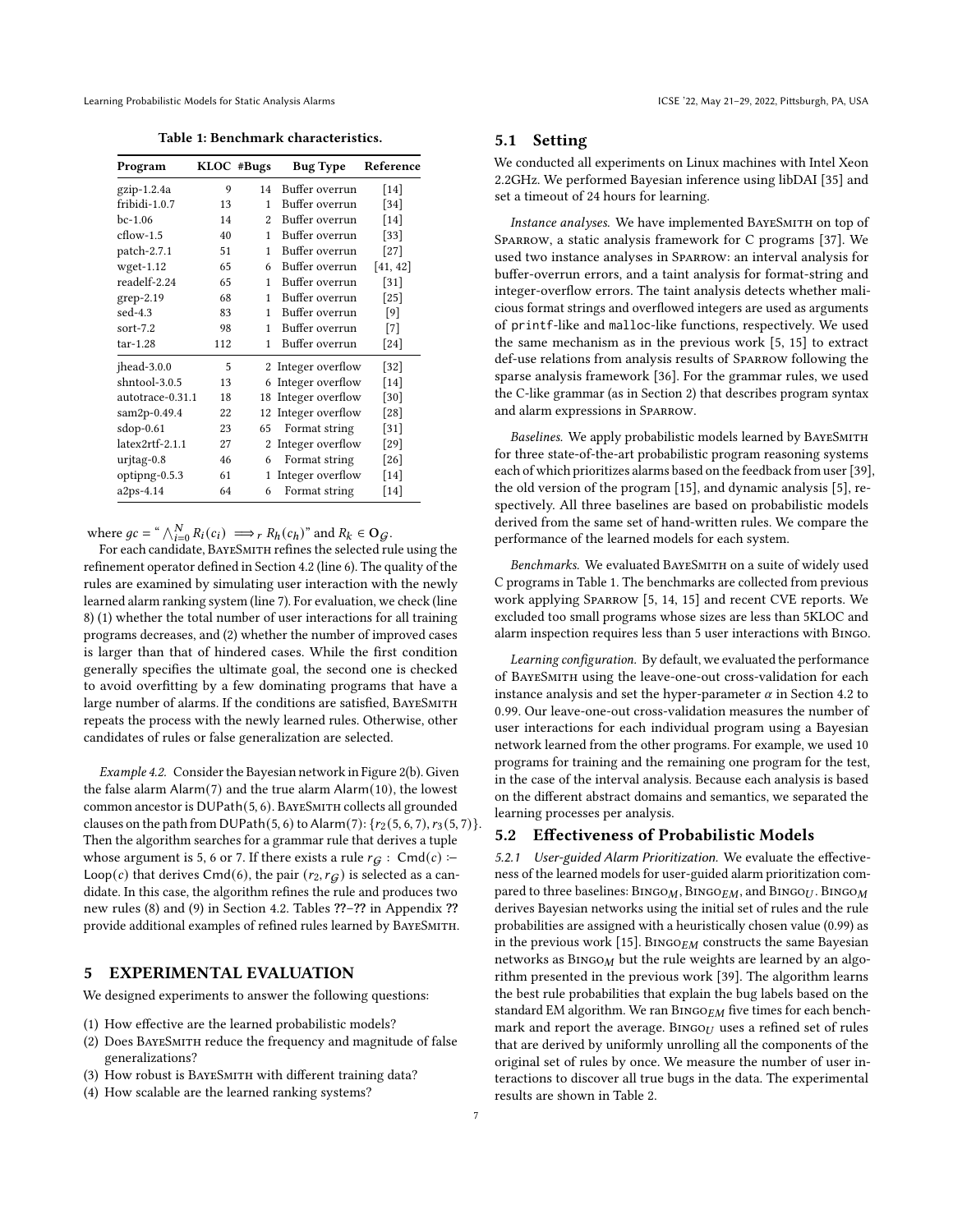**Table 1: Benchmark characteristics.**

| Program | KLOC | #Bugs | Bug Type | Reference |
|---|---|---|---|---|
| gzip-1.2.4a | 9 | 14 | Buffer overrun | [14] |
| fribidi-1.0.7 | 13 | 1 | Buffer overrun | [34] |
| bc-1.06 | 14 | 2 | Buffer overrun | [14] |
| cflow-1.5 | 40 | 1 | Buffer overrun | [33] |
| patch-2.7.1 | 51 | 1 | Buffer overrun | [27] |
| wget-1.12 | 65 | 6 | Buffer overrun | [41, 42] |
| readelf-2.24 | 65 | 1 | Buffer overrun | [31] |
| grep-2.19 | 68 | 1 | Buffer overrun | [25] |
| sed-4.3 | 83 | 1 | Buffer overrun | [9] |
| sort-7.2 | 98 | 1 | Buffer overrun | [7] |
| tar-1.28 | 112 | 1 | Buffer overrun | [24] |
| jhead-3.0.0 | 5 | 2 | Integer overflow | [32] |
| shntool-3.0.5 | 13 | 6 | Integer overflow | [14] |
| autotrace-0.31.1 | 18 | 18 | Integer overflow | [30] |
| sam2p-0.49.4 | 22 | 12 | Integer overflow | [28] |
| sdop-0.61 | 23 | 65 | Format string | [31] |
| latex2rtf-2.1.1 | 27 | 2 | Integer overflow | [29] |
| urjtag-0.8 | 46 | 6 | Format string | [26] |
| optipng-0.5.3 | 61 | 1 | Integer overflow | [14] |
| a2ps-4.14 | 64 | 6 | Format string | [14] |

where $gc =$ " $\bigwedge_{i=0}^{N} R_i(c_i) \implies_r R_h(c_h)$" and $R_k \in \mathbf{O}_{\mathcal{G}}$.

For each candidate, BayeSmith refines the selected rule using the refinement operator defined in Section 4.2 (line 6). The quality of the rules are examined by simulating user interaction with the newly learned alarm ranking system (line 7). For evaluation, we check (line 8) (1) whether the total number of user interactions for all training programs decreases, and (2) whether the number of improved cases is larger than that of hindered cases. While the first condition generally specifies the ultimate goal, the second one is checked to avoid overfitting by a few dominating programs that have a large number of alarms. If the conditions are satisfied, BayeSmith repeats the process with the newly learned rules. Otherwise, other candidates of rules or false generalization are selected.

*Example 4.2.* Consider the Bayesian network in Figure 2(b). Given the false alarm $\mathsf{Alarm}(7)$ and the true alarm $\mathsf{Alarm}(10)$, the lowest common ancestor is $\mathsf{DUPath}(5, 6)$. BayeSmith collects all grounded clauses on the path from $\mathsf{DUPath}(5, 6)$ to $\mathsf{Alarm}(7)$: $\{r_2(5, 6, 7), r_3(5, 7)\}$. Then the algorithm searches for a grammar rule that derives a tuple whose argument is 5, 6 or 7. If there exists a rule $r_{\mathcal{G}} : \mathsf{Cmd}(c) \coloneq \mathsf{Loop}(c)$ that derives $\mathsf{Cmd}(6)$, the pair $(r_2, r_{\mathcal{G}})$ is selected as a candidate. In this case, the algorithm refines the rule and produces two new rules (8) and (9) in Section 4.2. Tables ??–?? in Appendix ?? provide additional examples of refined rules learned by BayeSmith.

## 5 EXPERIMENTAL EVALUATION

We designed experiments to answer the following questions:

(1) How effective are the learned probabilistic models?
(2) Does BayeSmith reduce the frequency and magnitude of false generalizations?
(3) How robust is BayeSmith with different training data?
(4) How scalable are the learned ranking systems?

### 5.1 Setting

We conducted all experiments on Linux machines with Intel Xeon 2.2GHz. We performed Bayesian inference using libDAI [35] and set a timeout of 24 hours for learning.

*Instance analyses.* We have implemented BayeSmith on top of Sparrow, a static analysis framework for C programs [37]. We used two instance analyses in Sparrow: an interval analysis for buffer-overrun errors, and a taint analysis for format-string and integer-overflow errors. The taint analysis detects whether malicious format strings and overflowed integers are used as arguments of `printf`-like and `malloc`-like functions, respectively. We used the same mechanism as in the previous work [5, 15] to extract def-use relations from analysis results of Sparrow following the sparse analysis framework [36]. For the grammar rules, we used the C-like grammar (as in Section 2) that describes program syntax and alarm expressions in Sparrow.

*Baselines.* We apply probabilistic models learned by BayeSmith for three state-of-the-art probabilistic program reasoning systems each of which prioritizes alarms based on the feedback from user [39], the old version of the program [15], and dynamic analysis [5], respectively. All three baselines are based on probabilistic models derived from the same set of hand-written rules. We compare the performance of the learned models for each system.

*Benchmarks.* We evaluated BayeSmith on a suite of widely used C programs in Table 1. The benchmarks are collected from previous work applying Sparrow [5, 14, 15] and recent CVE reports. We excluded too small programs whose sizes are less than 5KLOC and alarm inspection requires less than 5 user interactions with Bingo.

*Learning configuration.* By default, we evaluated the performance of BayeSmith using the leave-one-out cross-validation for each instance analysis and set the hyper-parameter $\alpha$ in Section 4.2 to 0.99. Our leave-one-out cross-validation measures the number of user interactions for each individual program using a Bayesian network learned from the other programs. For example, we used 10 programs for training and the remaining one program for the test, in the case of the interval analysis. Because each analysis is based on the different abstract domains and semantics, we separated the learning processes per analysis.

### 5.2 Effectiveness of Probabilistic Models

*5.2.1 User-guided Alarm Prioritization.* We evaluate the effectiveness of the learned models for user-guided alarm prioritization compared to three baselines: $\text{Bingo}_M$, $\text{Bingo}_{EM}$, and $\text{Bingo}_U$. $\text{Bingo}_M$ derives Bayesian networks using the initial set of rules and the rule probabilities are assigned with a heuristically chosen value (0.99) as in the previous work [15]. $\text{Bingo}_{EM}$ constructs the same Bayesian networks as $\text{Bingo}_M$ but the rule weights are learned by an algorithm presented in the previous work [39]. The algorithm learns the best rule probabilities that explain the bug labels based on the standard EM algorithm. We ran $\text{Bingo}_{EM}$ five times for each benchmark and report the average. $\text{Bingo}_U$ uses a refined set of rules that are derived by uniformly unrolling all the components of the original set of rules by once. We measure the number of user interactions to discover all true bugs in the data. The experimental results are shown in Table 2.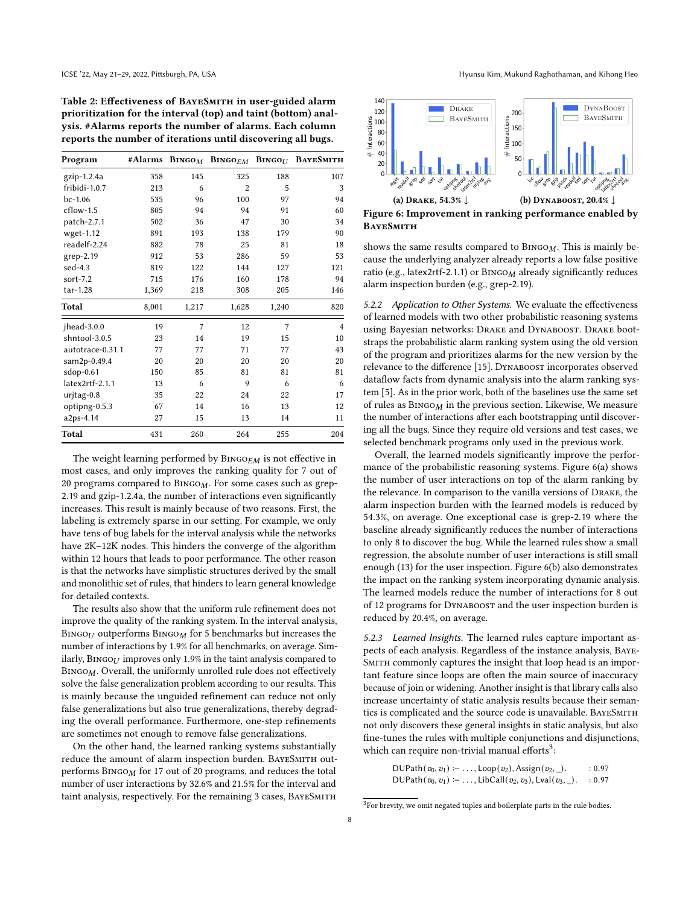**Table 2: Effectiveness of BayeSmith in user-guided alarm prioritization for the interval (top) and taint (bottom) analysis. #Alarms reports the number of alarms. Each column reports the number of iterations until discovering all bugs.**

| Program | #Alarms | $\text{Bingo}_M$ | $\text{Bingo}_{EM}$ | $\text{Bingo}_U$ | BayeSmith |
|---|---|---|---|---|---|
| gzip-1.2.4a | 358 | 145 | 325 | 188 | 107 |
| fribidi-1.0.7 | 213 | 6 | 2 | 5 | 3 |
| bc-1.06 | 535 | 96 | 100 | 97 | 94 |
| cflow-1.5 | 805 | 94 | 94 | 91 | 60 |
| patch-2.7.1 | 502 | 36 | 47 | 30 | 34 |
| wget-1.12 | 891 | 193 | 138 | 179 | 90 |
| readelf-2.24 | 882 | 78 | 25 | 81 | 18 |
| grep-2.19 | 912 | 53 | 286 | 59 | 53 |
| sed-4.3 | 819 | 122 | 144 | 127 | 121 |
| sort-7.2 | 715 | 176 | 160 | 178 | 94 |
| tar-1.28 | 1,369 | 218 | 308 | 205 | 146 |
| **Total** | 8,001 | 1,217 | 1,628 | 1,240 | 820 |
| jhead-3.0.0 | 19 | 7 | 12 | 7 | 4 |
| shntool-3.0.5 | 23 | 14 | 19 | 15 | 10 |
| autotrace-0.31.1 | 77 | 77 | 71 | 77 | 43 |
| sam2p-0.49.4 | 20 | 20 | 20 | 20 | 20 |
| sdop-0.61 | 150 | 85 | 81 | 81 | 81 |
| latex2rtf-2.1.1 | 13 | 6 | 9 | 6 | 6 |
| urjtag-0.8 | 35 | 22 | 24 | 22 | 17 |
| optipng-0.5.3 | 67 | 14 | 16 | 13 | 12 |
| a2ps-4.14 | 27 | 15 | 13 | 14 | 11 |
| **Total** | 431 | 260 | 264 | 255 | 204 |

The weight learning performed by $\text{Bingo}_{EM}$ is not effective in most cases, and only improves the ranking quality for 7 out of 20 programs compared to $\text{Bingo}_M$. For some cases such as grep-2.19 and gzip-1.2.4a, the number of interactions even significantly increases. This result is mainly because of two reasons. First, the labeling is extremely sparse in our setting. For example, we only have tens of bug labels for the interval analysis while the networks have 2K–12K nodes. This hinders the converge of the algorithm within 12 hours that leads to poor performance. The other reason is that the networks have simplistic structures derived by the small and monolithic set of rules, that hinders to learn general knowledge for detailed contexts.

The results also show that the uniform rule refinement does not improve the quality of the ranking system. In the interval analysis, $\text{Bingo}_U$ outperforms $\text{Bingo}_M$ for 5 benchmarks but increases the number of interactions by 1.9% for all benchmarks, on average. Similarly, $\text{Bingo}_U$ improves only 1.9% in the taint analysis compared to $\text{Bingo}_M$. Overall, the uniformly unrolled rule does not effectively solve the false generalization problem according to our results. This is mainly because the unguided refinement can reduce not only false generalizations but also true generalizations, thereby degrading the overall performance. Furthermore, one-step refinements are sometimes not enough to remove false generalizations.

On the other hand, the learned ranking systems substantially reduce the amount of alarm inspection burden. BayeSmith outperforms $\text{Bingo}_M$ for 17 out of 20 programs, and reduces the total number of user interactions by 32.6% and 21.5% for the interval and taint analysis, respectively. For the remaining 3 cases, BayeSmith shows the same results compared to $\text{Bingo}_M$. This is mainly because the underlying analyzer already reports a low false positive ratio (e.g., latex2rtf-2.1.1) or $\text{Bingo}_M$ already significantly reduces alarm inspection burden (e.g., grep-2.19).

(a) Drake, 54.3% ↓ (b) DynaBoost, 20.4% ↓

**Figure 6: Improvement in ranking performance enabled by BayeSmith**

*5.2.2 Application to Other Systems.* We evaluate the effectiveness of learned models with two other probabilistic reasoning systems using Bayesian networks: Drake and DynaBoost. Drake bootstraps the probabilistic alarm ranking system using the old version of the program and prioritizes alarms for the new version by the relevance to the difference [15]. DynaBoost incorporates observed dataflow facts from dynamic analysis into the alarm ranking system [5]. As in the prior work, both of the baselines use the same set of rules as $\text{Bingo}_M$ in the previous section. Likewise, We measure the number of interactions after each bootstrapping until discovering all the bugs. Since they require old versions and test cases, we selected benchmark programs only used in the previous work.

Overall, the learned models significantly improve the performance of the probabilistic reasoning systems. Figure 6(a) shows the number of user interactions on top of the alarm ranking by the relevance. In comparison to the vanilla versions of Drake, the alarm inspection burden with the learned models is reduced by 54.3%, on average. One exceptional case is grep-2.19 where the baseline already significantly reduces the number of interactions to only 8 to discover the bug. While the learned rules show a small regression, the absolute number of user interactions is still small enough (13) for the user inspection. Figure 6(b) also demonstrates the impact on the ranking system incorporating dynamic analysis. The learned models reduce the number of interactions for 8 out of 12 programs for DynaBoost and the user inspection burden is reduced by 20.4%, on average.

*5.2.3 Learned Insights.* The learned rules capture important aspects of each analysis. Regardless of the instance analysis, BayeSmith commonly captures the insight that loop head is an important feature since loops are often the main source of inaccuracy because of join or widening. Another insight is that library calls also increase uncertainty of static analysis results because their semantics is complicated and the source code is unavailable. BayeSmith not only discovers these general insights in static analysis, but also fine-tunes the rules with multiple conjunctions and disjunctions, which can require non-trivial manual efforts[3]:

$$\mathsf{DUPath}(v_0, v_1) \coloneq \ldots, \mathsf{Loop}(v_2), \mathsf{Assign}(v_2, \_). \qquad : 0.97$$
$$\mathsf{DUPath}(v_0, v_1) \coloneq \ldots, \mathsf{LibCall}(v_2, v_3), \mathsf{Lval}(v_3, \_). \qquad : 0.97$$

[3]For brevity, we omit negated tuples and boilerplate parts in the rule bodies.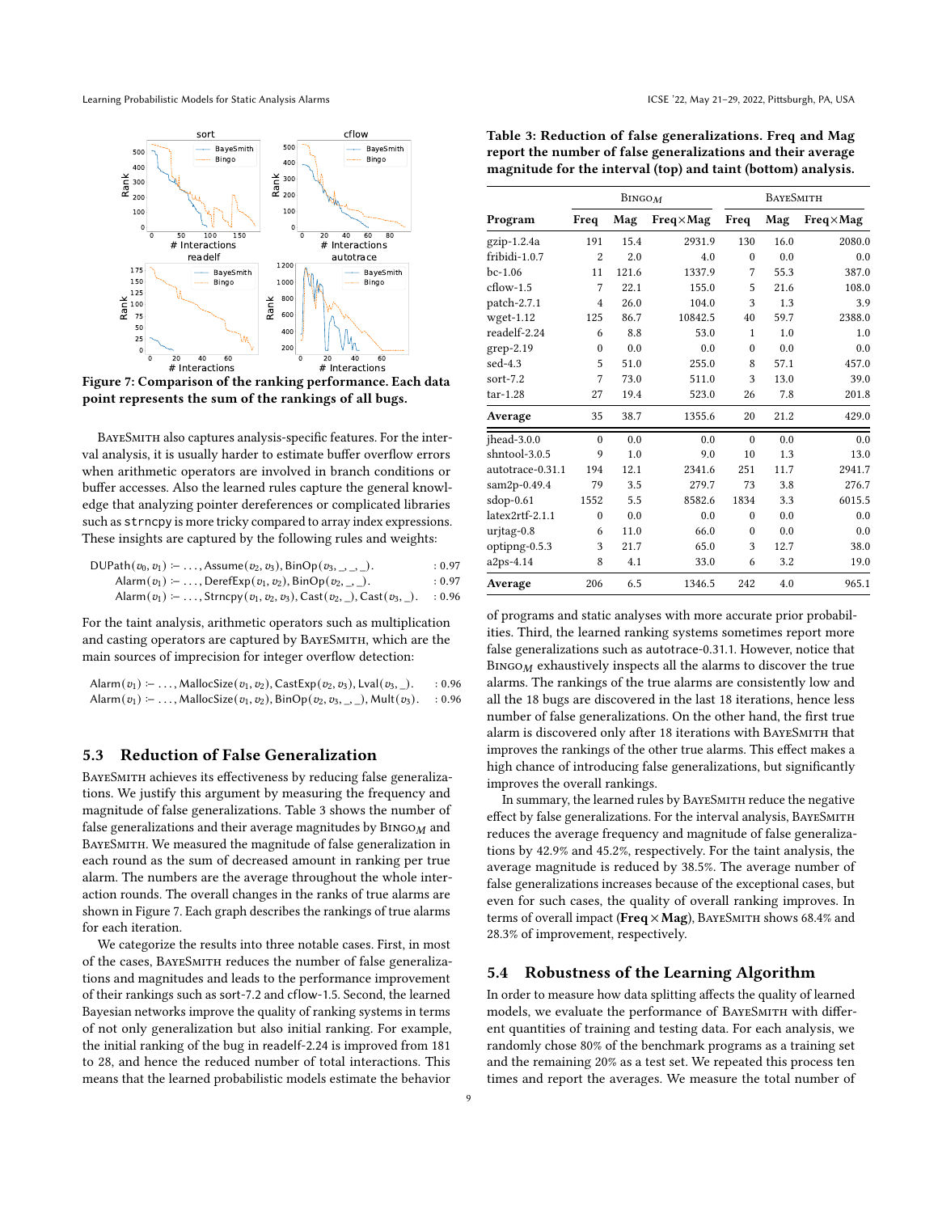Figure 7: Comparison of the ranking performance. Each data point represents the sum of the rankings of all bugs.

BayeSmith also captures analysis-specific features. For the interval analysis, it is usually harder to estimate buffer overflow errors when arithmetic operators are involved in branch conditions or buffer accesses. Also the learned rules capture the general knowledge that analyzing pointer dereferences or complicated libraries such as `strncpy` is more tricky compared to array index expressions. These insights are captured by the following rules and weights:

$$\mathrm{DUPath}(v_0, v_1) \coloneq \ldots, \mathrm{Assume}(v_2, v_3), \mathrm{BinOp}(v_3, \_, \_, \_). \quad : 0.97$$
$$\mathrm{Alarm}(v_1) \coloneq \ldots, \mathrm{DerefExp}(v_1, v_2), \mathrm{BinOp}(v_2, \_, \_). \quad : 0.97$$
$$\mathrm{Alarm}(v_1) \coloneq \ldots, \mathrm{Strncpy}(v_1, v_2, v_3), \mathrm{Cast}(v_2, \_), \mathrm{Cast}(v_3, \_). \quad : 0.96$$

For the taint analysis, arithmetic operators such as multiplication and casting operators are captured by BayeSmith, which are the main sources of imprecision for integer overflow detection:

$$\mathrm{Alarm}(v_1) \coloneq \ldots, \mathrm{MallocSize}(v_1, v_2), \mathrm{CastExp}(v_2, v_3), \mathrm{Lval}(v_3, \_). \quad : 0.96$$
$$\mathrm{Alarm}(v_1) \coloneq \ldots, \mathrm{MallocSize}(v_1, v_2), \mathrm{BinOp}(v_2, v_3, \_, \_), \mathrm{Mult}(v_3). \quad : 0.96$$

### 5.3 Reduction of False Generalization

BayeSmith achieves its effectiveness by reducing false generalizations. We justify this argument by measuring the frequency and magnitude of false generalizations. Table 3 shows the number of false generalizations and their average magnitudes by Bingo$_M$ and BayeSmith. We measured the magnitude of false generalization in each round as the sum of decreased amount in ranking per true alarm. The numbers are the average throughout the whole interaction rounds. The overall changes in the ranks of true alarms are shown in Figure 7. Each graph describes the rankings of true alarms for each iteration.

We categorize the results into three notable cases. First, in most of the cases, BayeSmith reduces the number of false generalizations and magnitudes and leads to the performance improvement of their rankings such as sort-7.2 and cflow-1.5. Second, the learned Bayesian networks improve the quality of ranking systems in terms of not only generalization but also initial ranking. For example, the initial ranking of the bug in readelf-2.24 is improved from 181 to 28, and hence the reduced number of total interactions. This means that the learned probabilistic models estimate the behavior of programs and static analyses with more accurate prior probabilities. Third, the learned ranking systems sometimes report more false generalizations such as autotrace-0.31.1. However, notice that Bingo$_M$ exhaustively inspects all the alarms to discover the true alarms. The rankings of the true alarms are consistently low and all the 18 bugs are discovered in the last 18 iterations, hence less number of false generalizations. On the other hand, the first true alarm is discovered only after 18 iterations with BayeSmith that improves the rankings of the other true alarms. This effect makes a high chance of introducing false generalizations, but significantly improves the overall rankings.

**Table 3: Reduction of false generalizations. Freq and Mag report the number of false generalizations and their average magnitude for the interval (top) and taint (bottom) analysis.**

| | Bingo$_M$ | | | BayeSmith | | |
|---|---|---|---|---|---|---|
| **Program** | **Freq** | **Mag** | **Freq×Mag** | **Freq** | **Mag** | **Freq×Mag** |
| gzip-1.2.4a | 191 | 15.4 | 2931.9 | 130 | 16.0 | 2080.0 |
| fribidi-1.0.7 | 2 | 2.0 | 4.0 | 0 | 0.0 | 0.0 |
| bc-1.06 | 11 | 121.6 | 1337.9 | 7 | 55.3 | 387.0 |
| cflow-1.5 | 7 | 22.1 | 155.0 | 5 | 21.6 | 108.0 |
| patch-2.7.1 | 4 | 26.0 | 104.0 | 3 | 1.3 | 3.9 |
| wget-1.12 | 125 | 86.7 | 10842.5 | 40 | 59.7 | 2388.0 |
| readelf-2.24 | 6 | 8.8 | 53.0 | 1 | 1.0 | 1.0 |
| grep-2.19 | 0 | 0.0 | 0.0 | 0 | 0.0 | 0.0 |
| sed-4.3 | 5 | 51.0 | 255.0 | 8 | 57.1 | 457.0 |
| sort-7.2 | 7 | 73.0 | 511.0 | 3 | 13.0 | 39.0 |
| tar-1.28 | 27 | 19.4 | 523.0 | 26 | 7.8 | 201.8 |
| **Average** | 35 | 38.7 | 1355.6 | 20 | 21.2 | 429.0 |
| jhead-3.0.0 | 0 | 0.0 | 0.0 | 0 | 0.0 | 0.0 |
| shntool-3.0.5 | 9 | 1.0 | 9.0 | 10 | 1.3 | 13.0 |
| autotrace-0.31.1 | 194 | 12.1 | 2341.6 | 251 | 11.7 | 2941.7 |
| sam2p-0.49.4 | 79 | 3.5 | 279.7 | 73 | 3.8 | 276.7 |
| sdop-0.61 | 1552 | 5.5 | 8582.6 | 1834 | 3.3 | 6015.5 |
| latex2rtf-2.1.1 | 0 | 0.0 | 0.0 | 0 | 0.0 | 0.0 |
| urjtag-0.8 | 6 | 11.0 | 66.0 | 0 | 0.0 | 0.0 |
| optipng-0.5.3 | 3 | 21.7 | 65.0 | 3 | 12.7 | 38.0 |
| a2ps-4.14 | 8 | 4.1 | 33.0 | 6 | 3.2 | 19.0 |
| **Average** | 206 | 6.5 | 1346.5 | 242 | 4.0 | 965.1 |

In summary, the learned rules by BayeSmith reduce the negative effect by false generalizations. For the interval analysis, BayeSmith reduces the average frequency and magnitude of false generalizations by 42.9% and 45.2%, respectively. For the taint analysis, the average magnitude is reduced by 38.5%. The average number of false generalizations increases because of the exceptional cases, but even for such cases, the quality of overall ranking improves. In terms of overall impact (**Freq × Mag**), BayeSmith shows 68.4% and 28.3% of improvement, respectively.

### 5.4 Robustness of the Learning Algorithm

In order to measure how data splitting affects the quality of learned models, we evaluate the performance of BayeSmith with different quantities of training and testing data. For each analysis, we randomly chose 80% of the benchmark programs as a training set and the remaining 20% as a test set. We repeated this process ten times and report the averages. We measure the total number of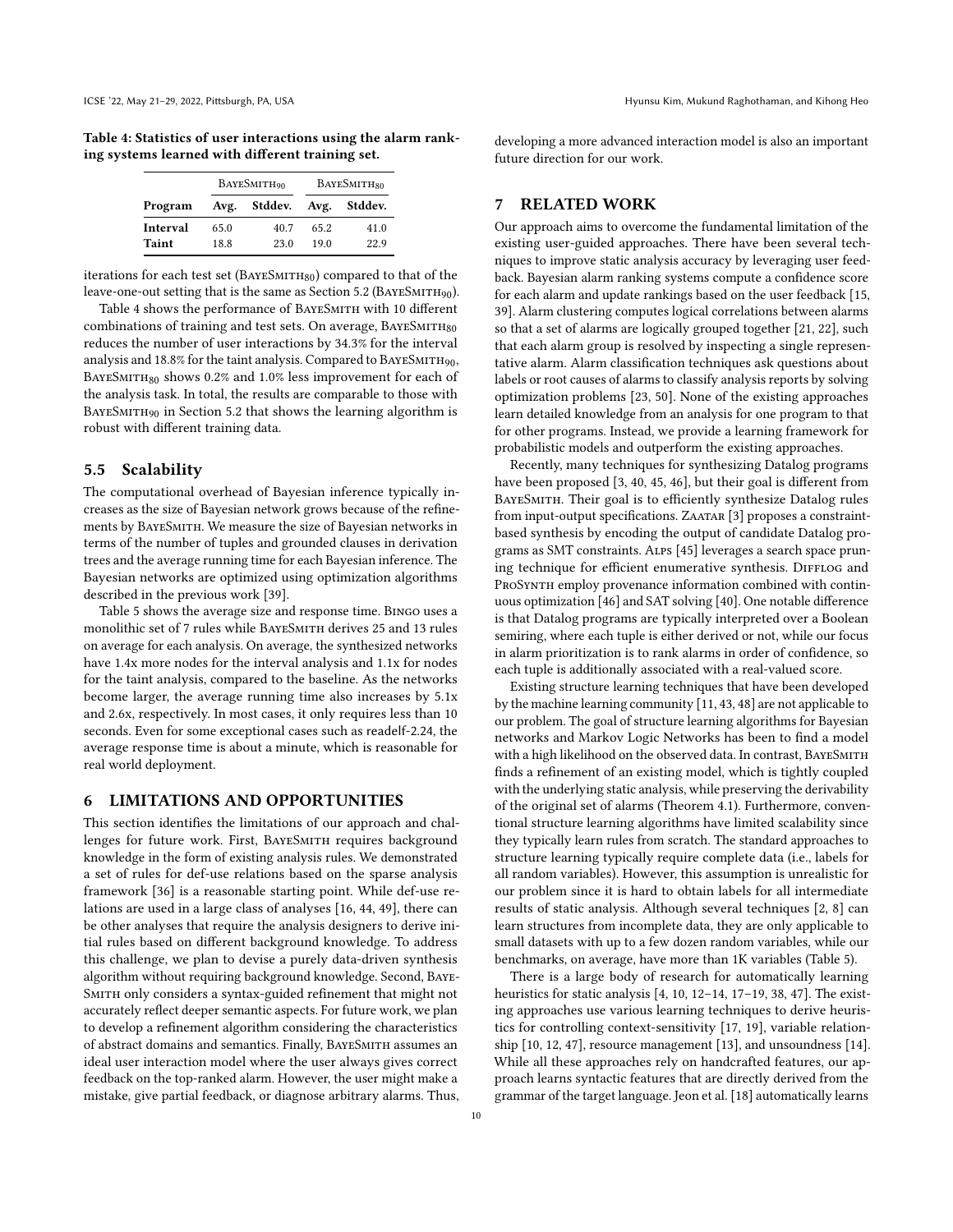**Table 4: Statistics of user interactions using the alarm ranking systems learned with different training set.**

| | BayeSmith$_{90}$ | | BayeSmith$_{80}$ | |
|---|---|---|---|---|
| **Program** | **Avg.** | **Stddev.** | **Avg.** | **Stddev.** |
| **Interval** | 65.0 | 40.7 | 65.2 | 41.0 |
| **Taint** | 18.8 | 23.0 | 19.0 | 22.9 |

iterations for each test set (BayeSmith$_{80}$) compared to that of the leave-one-out setting that is the same as Section 5.2 (BayeSmith$_{90}$).

Table 4 shows the performance of BayeSmith with 10 different combinations of training and test sets. On average, BayeSmith$_{80}$ reduces the number of user interactions by 34.3% for the interval analysis and 18.8% for the taint analysis. Compared to BayeSmith$_{90}$, BayeSmith$_{80}$ shows 0.2% and 1.0% less improvement for each of the analysis task. In total, the results are comparable to those with BayeSmith$_{90}$ in Section 5.2 that shows the learning algorithm is robust with different training data.

## 5.5 Scalability

The computational overhead of Bayesian inference typically increases as the size of Bayesian network grows because of the refinements by BayeSmith. We measure the size of Bayesian networks in terms of the number of tuples and grounded clauses in derivation trees and the average running time for each Bayesian inference. The Bayesian networks are optimized using optimization algorithms described in the previous work [39].

Table 5 shows the average size and response time. Bingo uses a monolithic set of 7 rules while BayeSmith derives 25 and 13 rules on average for each analysis. On average, the synthesized networks have 1.4x more nodes for the interval analysis and 1.1x for nodes for the taint analysis, compared to the baseline. As the networks become larger, the average running time also increases by 5.1x and 2.6x, respectively. In most cases, it only requires less than 10 seconds. Even for some exceptional cases such as readelf-2.24, the average response time is about a minute, which is reasonable for real world deployment.

# 6 LIMITATIONS AND OPPORTUNITIES

This section identifies the limitations of our approach and challenges for future work. First, BayeSmith requires background knowledge in the form of existing analysis rules. We demonstrated a set of rules for def-use relations based on the sparse analysis framework [36] is a reasonable starting point. While def-use relations are used in a large class of analyses [16, 44, 49], there can be other analyses that require the analysis designers to derive initial rules based on different background knowledge. To address this challenge, we plan to devise a purely data-driven synthesis algorithm without requiring background knowledge. Second, BayeSmith only considers a syntax-guided refinement that might not accurately reflect deeper semantic aspects. For future work, we plan to develop a refinement algorithm considering the characteristics of abstract domains and semantics. Finally, BayeSmith assumes an ideal user interaction model where the user always gives correct feedback on the top-ranked alarm. However, the user might make a mistake, give partial feedback, or diagnose arbitrary alarms. Thus, developing a more advanced interaction model is also an important future direction for our work.

# 7 RELATED WORK

Our approach aims to overcome the fundamental limitation of the existing user-guided approaches. There have been several techniques to improve static analysis accuracy by leveraging user feedback. Bayesian alarm ranking systems compute a confidence score for each alarm and update rankings based on the user feedback [15, 39]. Alarm clustering computes logical correlations between alarms so that a set of alarms are logically grouped together [21, 22], such that each alarm group is resolved by inspecting a single representative alarm. Alarm classification techniques ask questions about labels or root causes of alarms to classify analysis reports by solving optimization problems [23, 50]. None of the existing approaches learn detailed knowledge from an analysis for one program to that for other programs. Instead, we provide a learning framework for probabilistic models and outperform the existing approaches.

Recently, many techniques for synthesizing Datalog programs have been proposed [3, 40, 45, 46], but their goal is different from BayeSmith. Their goal is to efficiently synthesize Datalog rules from input-output specifications. Zaatar [3] proposes a constraint-based synthesis by encoding the output of candidate Datalog programs as SMT constraints. Alps [45] leverages a search space pruning technique for efficient enumerative synthesis. Difflog and ProSynth employ provenance information combined with continuous optimization [46] and SAT solving [40]. One notable difference is that Datalog programs are typically interpreted over a Boolean semiring, where each tuple is either derived or not, while our focus in alarm prioritization is to rank alarms in order of confidence, so each tuple is additionally associated with a real-valued score.

Existing structure learning techniques that have been developed by the machine learning community [11, 43, 48] are not applicable to our problem. The goal of structure learning algorithms for Bayesian networks and Markov Logic Networks has been to find a model with a high likelihood on the observed data. In contrast, BayeSmith finds a refinement of an existing model, which is tightly coupled with the underlying static analysis, while preserving the derivability of the original set of alarms (Theorem 4.1). Furthermore, conventional structure learning algorithms have limited scalability since they typically learn rules from scratch. The standard approaches to structure learning typically require complete data (i.e., labels for all random variables). However, this assumption is unrealistic for our problem since it is hard to obtain labels for all intermediate results of static analysis. Although several techniques [2, 8] can learn structures from incomplete data, they are only applicable to small datasets with up to a few dozen random variables, while our benchmarks, on average, have more than 1K variables (Table 5).

There is a large body of research for automatically learning heuristics for static analysis [4, 10, 12–14, 17–19, 38, 47]. The existing approaches use various learning techniques to derive heuristics for controlling context-sensitivity [17, 19], variable relationship [10, 12, 47], resource management [13], and unsoundness [14]. While all these approaches rely on handcrafted features, our approach learns syntactic features that are directly derived from the grammar of the target language. Jeon et al. [18] automatically learns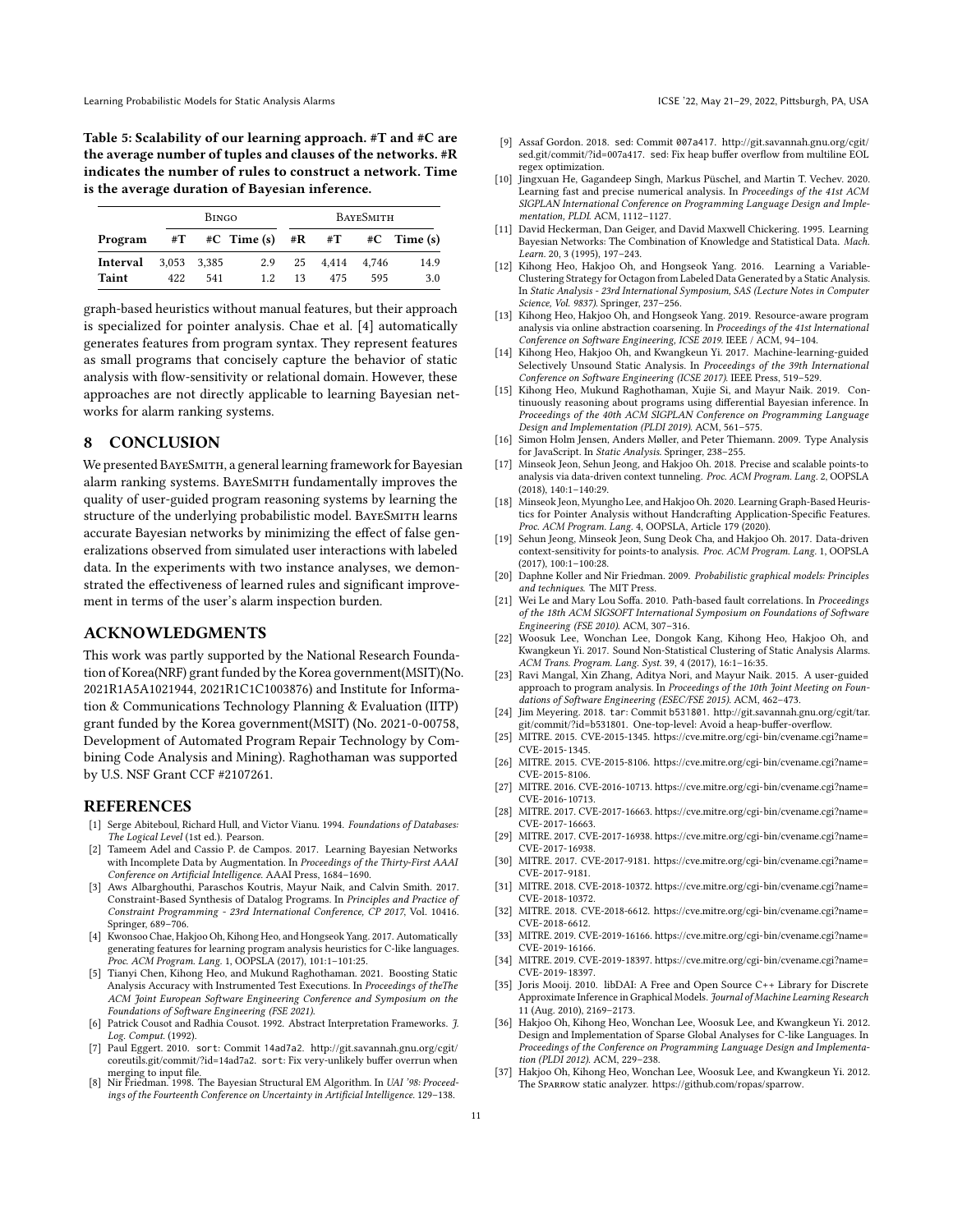**Table 5: Scalability of our learning approach. #T and #C are the average number of tuples and clauses of the networks. #R indicates the number of rules to construct a network. Time is the average duration of Bayesian inference.**

| Program | Bingo | | | BayeSmith | | | |
|---|---|---|---|---|---|---|---|
| | #T | #C | Time (s) | #R | #T | #C | Time (s) |
| **Interval** | 3,053 | 3,385 | 2.9 | 25 | 4,414 | 4,746 | 14.9 |
| **Taint** | 422 | 541 | 1.2 | 13 | 475 | 595 | 3.0 |

graph-based heuristics without manual features, but their approach is specialized for pointer analysis. Chae et al. [4] automatically generates features from program syntax. They represent features as small programs that concisely capture the behavior of static analysis with flow-sensitivity or relational domain. However, these approaches are not directly applicable to learning Bayesian networks for alarm ranking systems.

## 8 CONCLUSION

We presented BayeSmith, a general learning framework for Bayesian alarm ranking systems. BayeSmith fundamentally improves the quality of user-guided program reasoning systems by learning the structure of the underlying probabilistic model. BayeSmith learns accurate Bayesian networks by minimizing the effect of false generalizations observed from simulated user interactions with labeled data. In the experiments with two instance analyses, we demonstrated the effectiveness of learned rules and significant improvement in terms of the user's alarm inspection burden.

## ACKNOWLEDGMENTS

This work was partly supported by the National Research Foundation of Korea(NRF) grant funded by the Korea government(MSIT)(No. 2021R1A5A1021944, 2021R1C1C1003876) and Institute for Information & Communications Technology Planning & Evaluation (IITP) grant funded by the Korea government(MSIT) (No. 2021-0-00758, Development of Automated Program Repair Technology by Combining Code Analysis and Mining). Raghothaman was supported by U.S. NSF Grant CCF #2107261.

## REFERENCES

- [1] Serge Abiteboul, Richard Hull, and Victor Vianu. 1994. *Foundations of Databases: The Logical Level* (1st ed.). Pearson.
- [2] Tameem Adel and Cassio P. de Campos. 2017. Learning Bayesian Networks with Incomplete Data by Augmentation. In *Proceedings of the Thirty-First AAAI Conference on Artificial Intelligence*. AAAI Press, 1684–1690.
- [3] Aws Albarghouthi, Paraschos Koutris, Mayur Naik, and Calvin Smith. 2017. Constraint-Based Synthesis of Datalog Programs. In *Principles and Practice of Constraint Programming - 23rd International Conference, CP 2017*, Vol. 10416. Springer, 689–706.
- [4] Kwonsoo Chae, Hakjoo Oh, Kihong Heo, and Hongseok Yang. 2017. Automatically generating features for learning program analysis heuristics for C-like languages. *Proc. ACM Program. Lang.* 1, OOPSLA (2017), 101:1–101:25.
- [5] Tianyi Chen, Kihong Heo, and Mukund Raghothaman. 2021. Boosting Static Analysis Accuracy with Instrumented Test Executions. In *Proceedings of theThe ACM Joint European Software Engineering Conference and Symposium on the Foundations of Software Engineering (FSE 2021)*.
- [6] Patrick Cousot and Radhia Cousot. 1992. Abstract Interpretation Frameworks. *J. Log. Comput.* (1992).
- [7] Paul Eggert. 2010. sort: Commit 14ad7a2. http://git.savannah.gnu.org/cgit/coreutils.git/commit/?id=14ad7a2. sort: Fix very-unlikely buffer overrun when merging to input file.
- [8] Nir Friedman. 1998. The Bayesian Structural EM Algorithm. In *UAI '98: Proceedings of the Fourteenth Conference on Uncertainty in Artificial Intelligence*. 129–138.
- [9] Assaf Gordon. 2018. sed: Commit 007a417. http://git.savannah.gnu.org/cgit/sed.git/commit/?id=007a417. sed: Fix heap buffer overflow from multiline EOL regex optimization.
- [10] Jingxuan He, Gagandeep Singh, Markus Püschel, and Martin T. Vechev. 2020. Learning fast and precise numerical analysis. In *Proceedings of the 41st ACM SIGPLAN International Conference on Programming Language Design and Implementation, PLDI*. ACM, 1112–1127.
- [11] David Heckerman, Dan Geiger, and David Maxwell Chickering. 1995. Learning Bayesian Networks: The Combination of Knowledge and Statistical Data. *Mach. Learn.* 20, 3 (1995), 197–243.
- [12] Kihong Heo, Hakjoo Oh, and Hongseok Yang. 2016. Learning a Variable-Clustering Strategy for Octagon from Labeled Data Generated by a Static Analysis. In *Static Analysis - 23rd International Symposium, SAS (Lecture Notes in Computer Science, Vol. 9837)*. Springer, 237–256.
- [13] Kihong Heo, Hakjoo Oh, and Hongseok Yang. 2019. Resource-aware program analysis via online abstraction coarsening. In *Proceedings of the 41st International Conference on Software Engineering, ICSE 2019*. IEEE / ACM, 94–104.
- [14] Kihong Heo, Hakjoo Oh, and Kwangkeun Yi. 2017. Machine-learning-guided Selectively Unsound Static Analysis. In *Proceedings of the 39th International Conference on Software Engineering (ICSE 2017)*. IEEE Press, 519–529.
- [15] Kihong Heo, Mukund Raghothaman, Xujie Si, and Mayur Naik. 2019. Continuously reasoning about programs using differential Bayesian inference. In *Proceedings of the 40th ACM SIGPLAN Conference on Programming Language Design and Implementation (PLDI 2019)*. ACM, 561–575.
- [16] Simon Holm Jensen, Anders Møller, and Peter Thiemann. 2009. Type Analysis for JavaScript. In *Static Analysis*. Springer, 238–255.
- [17] Minseok Jeon, Sehun Jeong, and Hakjoo Oh. 2018. Precise and scalable points-to analysis via data-driven context tunneling. *Proc. ACM Program. Lang.* 2, OOPSLA (2018), 140:1–140:29.
- [18] Minseok Jeon, Myungho Lee, and Hakjoo Oh. 2020. Learning Graph-Based Heuristics for Pointer Analysis without Handcrafting Application-Specific Features. *Proc. ACM Program. Lang.* 4, OOPSLA, Article 179 (2020).
- [19] Sehun Jeong, Minseok Jeon, Sung Deok Cha, and Hakjoo Oh. 2017. Data-driven context-sensitivity for points-to analysis. *Proc. ACM Program. Lang.* 1, OOPSLA (2017), 100:1–100:28.
- [20] Daphne Koller and Nir Friedman. 2009. *Probabilistic graphical models: Principles and techniques*. The MIT Press.
- [21] Wei Le and Mary Lou Soffa. 2010. Path-based fault correlations. In *Proceedings of the 18th ACM SIGSOFT International Symposium on Foundations of Software Engineering (FSE 2010)*. ACM, 307–316.
- [22] Woosuk Lee, Wonchan Lee, Dongok Kang, Kihong Heo, Hakjoo Oh, and Kwangkeun Yi. 2017. Sound Non-Statistical Clustering of Static Analysis Alarms. *ACM Trans. Program. Lang. Syst.* 39, 4 (2017), 16:1–16:35.
- [23] Ravi Mangal, Xin Zhang, Aditya Nori, and Mayur Naik. 2015. A user-guided approach to program analysis. In *Proceedings of the 10th Joint Meeting on Foundations of Software Engineering (ESEC/FSE 2015)*. ACM, 462–473.
- [24] Jim Meyering. 2018. tar: Commit b531801. http://git.savannah.gnu.org/cgit/tar.git/commit/?id=b531801. One-top-level: Avoid a heap-buffer-overflow.
- [25] MITRE. 2015. CVE-2015-1345. https://cve.mitre.org/cgi-bin/cvename.cgi?name=CVE-2015-1345.
- [26] MITRE. 2015. CVE-2015-8106. https://cve.mitre.org/cgi-bin/cvename.cgi?name=CVE-2015-8106.
- [27] MITRE. 2016. CVE-2016-10713. https://cve.mitre.org/cgi-bin/cvename.cgi?name=CVE-2016-10713.
- [28] MITRE. 2017. CVE-2017-16663. https://cve.mitre.org/cgi-bin/cvename.cgi?name=CVE-2017-16663.
- [29] MITRE. 2017. CVE-2017-16938. https://cve.mitre.org/cgi-bin/cvename.cgi?name=CVE-2017-16938.
- [30] MITRE. 2017. CVE-2017-9181. https://cve.mitre.org/cgi-bin/cvename.cgi?name=CVE-2017-9181.
- [31] MITRE. 2018. CVE-2018-10372. https://cve.mitre.org/cgi-bin/cvename.cgi?name=CVE-2018-10372.
- [32] MITRE. 2018. CVE-2018-6612. https://cve.mitre.org/cgi-bin/cvename.cgi?name=CVE-2018-6612.
- [33] MITRE. 2019. CVE-2019-16166. https://cve.mitre.org/cgi-bin/cvename.cgi?name=CVE-2019-16166.
- [34] MITRE. 2019. CVE-2019-18397. https://cve.mitre.org/cgi-bin/cvename.cgi?name=CVE-2019-18397.
- [35] Joris Mooij. 2010. libDAI: A Free and Open Source C++ Library for Discrete Approximate Inference in Graphical Models. *Journal of Machine Learning Research* 11 (Aug. 2010), 2169–2173.
- [36] Hakjoo Oh, Kihong Heo, Wonchan Lee, Woosuk Lee, and Kwangkeun Yi. 2012. Design and Implementation of Sparse Global Analyses for C-like Languages. In *Proceedings of the Conference on Programming Language Design and Implementation (PLDI 2012)*. ACM, 229–238.
- [37] Hakjoo Oh, Kihong Heo, Wonchan Lee, Woosuk Lee, and Kwangkeun Yi. 2012. The Sparrow static analyzer. https://github.com/ropas/sparrow.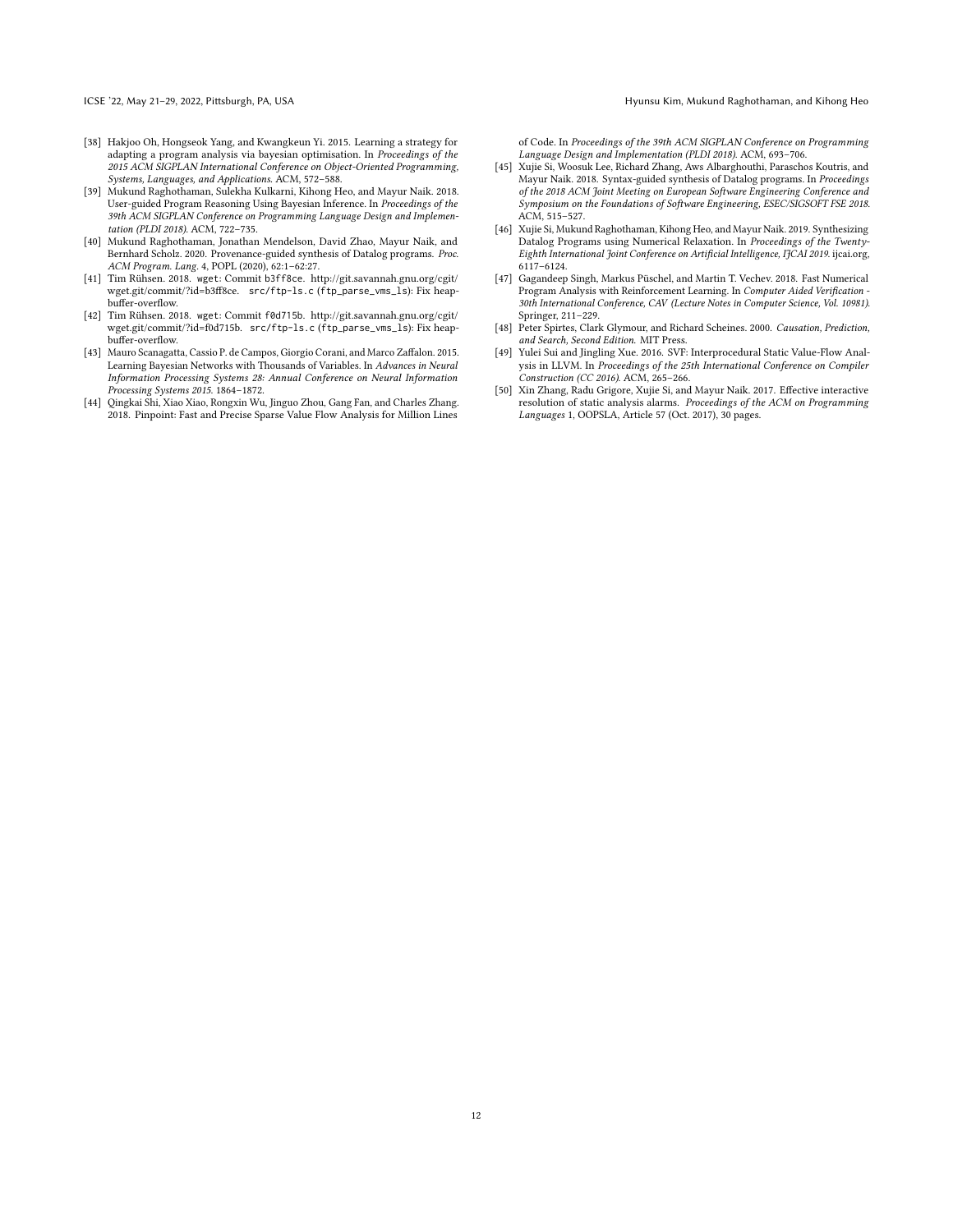[38] Hakjoo Oh, Hongseok Yang, and Kwangkeun Yi. 2015. Learning a strategy for adapting a program analysis via bayesian optimisation. In *Proceedings of the 2015 ACM SIGPLAN International Conference on Object-Oriented Programming, Systems, Languages, and Applications*. ACM, 572–588.

[39] Mukund Raghothaman, Sulekha Kulkarni, Kihong Heo, and Mayur Naik. 2018. User-guided Program Reasoning Using Bayesian Inference. In *Proceedings of the 39th ACM SIGPLAN Conference on Programming Language Design and Implementation (PLDI 2018)*. ACM, 722–735.

[40] Mukund Raghothaman, Jonathan Mendelson, David Zhao, Mayur Naik, and Bernhard Scholz. 2020. Provenance-guided synthesis of Datalog programs. *Proc. ACM Program. Lang.* 4, POPL (2020), 62:1–62:27.

[41] Tim Rühsen. 2018. `wget`: Commit `b3ff8ce`. http://git.savannah.gnu.org/cgit/wget.git/commit/?id=b3ff8ce. `src/ftp-ls.c` (`ftp_parse_vms_ls`): Fix heap-buffer-overflow.

[42] Tim Rühsen. 2018. `wget`: Commit `f0d715b`. http://git.savannah.gnu.org/cgit/wget.git/commit/?id=f0d715b. `src/ftp-ls.c` (`ftp_parse_vms_ls`): Fix heap-buffer-overflow.

[43] Mauro Scanagatta, Cassio P. de Campos, Giorgio Corani, and Marco Zaffalon. 2015. Learning Bayesian Networks with Thousands of Variables. In *Advances in Neural Information Processing Systems 28: Annual Conference on Neural Information Processing Systems 2015*. 1864–1872.

[44] Qingkai Shi, Xiao Xiao, Rongxin Wu, Jinguo Zhou, Gang Fan, and Charles Zhang. 2018. Pinpoint: Fast and Precise Sparse Value Flow Analysis for Million Lines of Code. In *Proceedings of the 39th ACM SIGPLAN Conference on Programming Language Design and Implementation (PLDI 2018)*. ACM, 693–706.

[45] Xujie Si, Woosuk Lee, Richard Zhang, Aws Albarghouthi, Paraschos Koutris, and Mayur Naik. 2018. Syntax-guided synthesis of Datalog programs. In *Proceedings of the 2018 ACM Joint Meeting on European Software Engineering Conference and Symposium on the Foundations of Software Engineering, ESEC/SIGSOFT FSE 2018*. ACM, 515–527.

[46] Xujie Si, Mukund Raghothaman, Kihong Heo, and Mayur Naik. 2019. Synthesizing Datalog Programs using Numerical Relaxation. In *Proceedings of the Twenty-Eighth International Joint Conference on Artificial Intelligence, IJCAI 2019*. ijcai.org, 6117–6124.

[47] Gagandeep Singh, Markus Püschel, and Martin T. Vechev. 2018. Fast Numerical Program Analysis with Reinforcement Learning. In *Computer Aided Verification - 30th International Conference, CAV (Lecture Notes in Computer Science, Vol. 10981)*. Springer, 211–229.

[48] Peter Spirtes, Clark Glymour, and Richard Scheines. 2000. *Causation, Prediction, and Search, Second Edition*. MIT Press.

[49] Yulei Sui and Jingling Xue. 2016. SVF: Interprocedural Static Value-Flow Analysis in LLVM. In *Proceedings of the 25th International Conference on Compiler Construction (CC 2016)*. ACM, 265–266.

[50] Xin Zhang, Radu Grigore, Xujie Si, and Mayur Naik. 2017. Effective interactive resolution of static analysis alarms. *Proceedings of the ACM on Programming Languages* 1, OOPSLA, Article 57 (Oct. 2017), 30 pages.